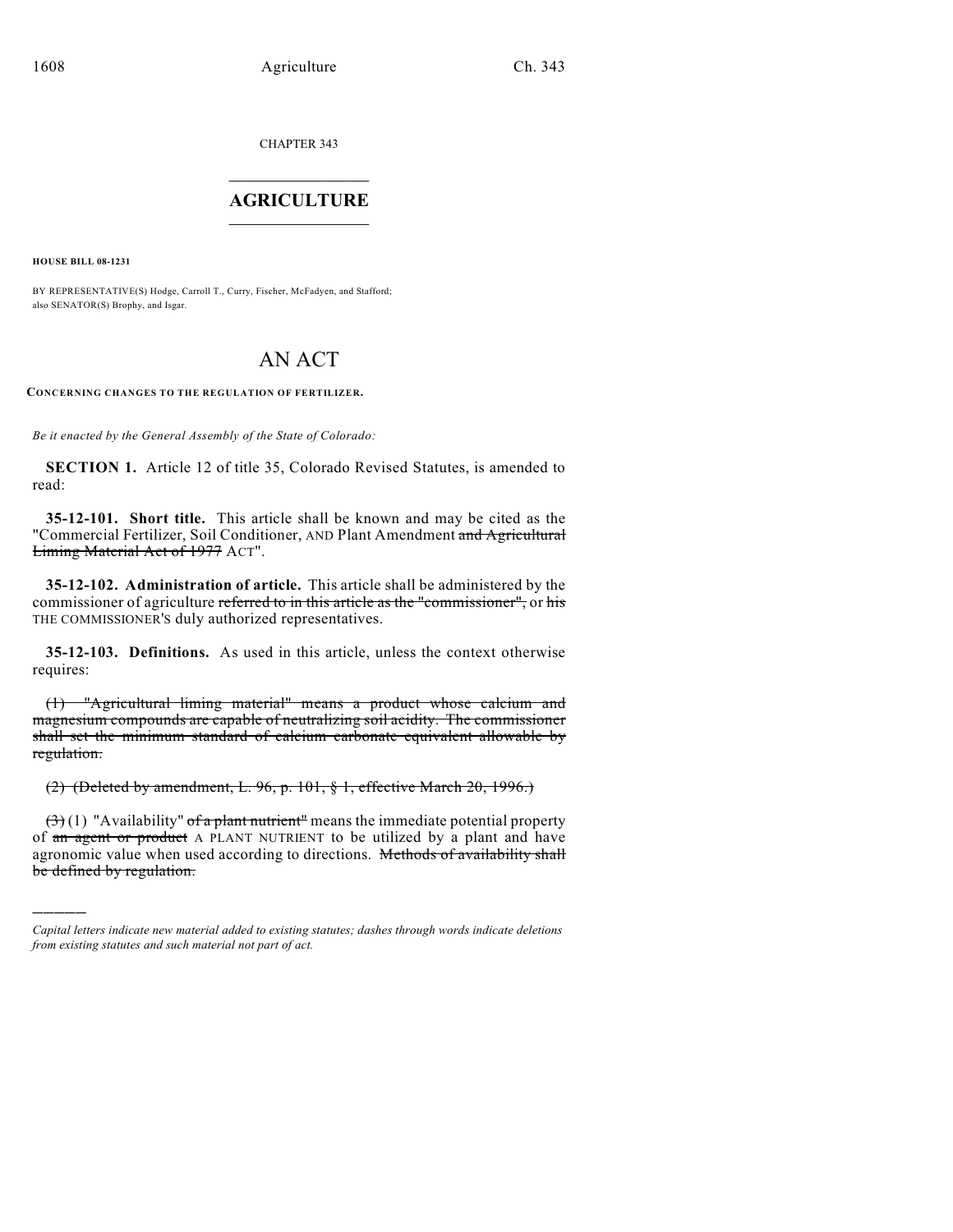CHAPTER 343

# AGRICULTURE

**HOUSE BILL 08-1231**

BY REPRESENTATIVE(S) Hodge, Carroll T., Curry, Fischer, McFadyen, and Stafford; also SENATOR(S) Brophy, and Isgar.

# AN ACT

**CONCERNING CHANGES TO THE REGULATION OF FERTILIZER.**

*Be it enacted by the General Assembly of the State of Colorado:*

**SECTION 1.** Article 12 of title 35, Colorado Revised Statutes, is amended to read:

**35-12-101. Short title.** This article shall be known and may be cited as the "Commercial Fertilizer, Soil Conditioner, AND Plant Amendment ~~and Agricultural Liming Material Act of 1977~~ ACT".

**35-12-102. Administration of article.** This article shall be administered by the commissioner of agriculture ~~referred to in this article as the "commissioner",~~ or ~~his~~ THE COMMISSIONER'S duly authorized representatives.

**35-12-103. Definitions.** As used in this article, unless the context otherwise requires:

~~(1) "Agricultural liming material" means a product whose calcium and magnesium compounds are capable of neutralizing soil acidity. The commissioner shall set the minimum standard of calcium carbonate equivalent allowable by regulation.~~

~~(2) (Deleted by amendment, L. 96, p. 101, § 1, effective March 20, 1996.)~~

~~(3)~~ (1) "Availability" ~~of a plant nutrient"~~ means the immediate potential property of ~~an agent or product~~ A PLANT NUTRIENT to be utilized by a plant and have agronomic value when used according to directions. ~~Methods of availability shall be defined by regulation.~~

---

*Capital letters indicate new material added to existing statutes; dashes through words indicate deletions from existing statutes and such material not part of act.*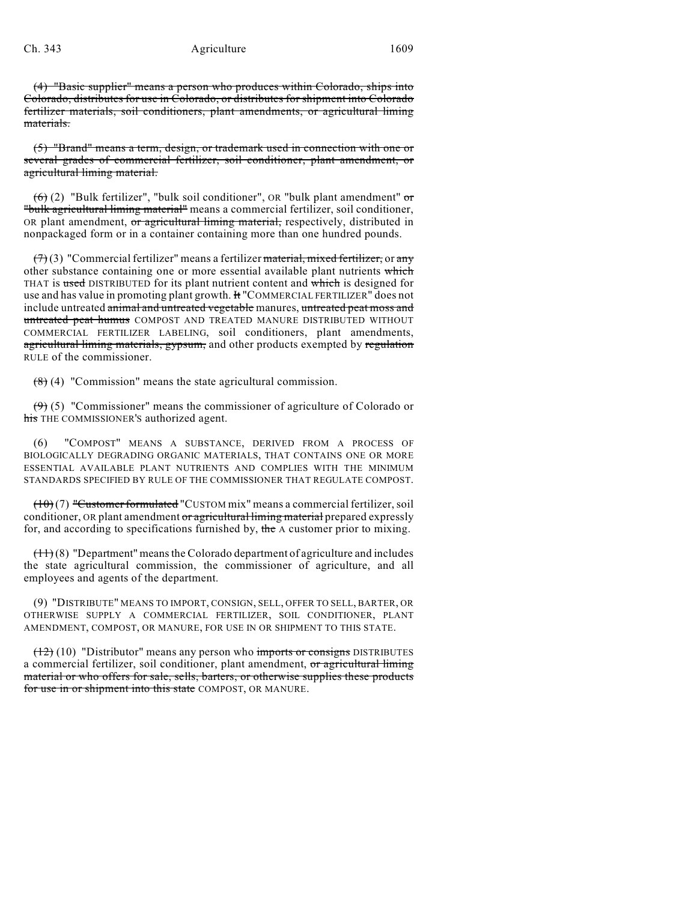~~(4) "Basic supplier" means a person who produces within Colorado, ships into Colorado, distributes for use in Colorado, or distributes for shipment into Colorado fertilizer materials, soil conditioners, plant amendments, or agricultural liming materials.~~

~~(5) "Brand" means a term, design, or trademark used in connection with one or several grades of commercial fertilizer, soil conditioner, plant amendment, or agricultural liming material.~~

~~(6)~~ (2) "Bulk fertilizer", "bulk soil conditioner", OR "bulk plant amendment" ~~or "bulk agricultural liming material"~~ means a commercial fertilizer, soil conditioner, OR plant amendment, ~~or agricultural liming material,~~ respectively, distributed in nonpackaged form or in a container containing more than one hundred pounds.

~~(7)~~ (3) "Commercial fertilizer" means a fertilizer ~~material, mixed fertilizer,~~ or ~~any~~ other substance containing one or more essential available plant nutrients ~~which~~ THAT is ~~used~~ DISTRIBUTED for its plant nutrient content and ~~which~~ is designed for use and has value in promoting plant growth. ~~It~~ "COMMERCIAL FERTILIZER" does not include untreated ~~animal and untreated vegetable~~ manures, ~~untreated peat moss and untreated peat humus~~ COMPOST AND TREATED MANURE DISTRIBUTED WITHOUT COMMERCIAL FERTILIZER LABELING, soil conditioners, plant amendments, ~~agricultural liming materials, gypsum,~~ and other products exempted by ~~regulation~~ RULE of the commissioner.

~~(8)~~ (4) "Commission" means the state agricultural commission.

~~(9)~~ (5) "Commissioner" means the commissioner of agriculture of Colorado or ~~his~~ THE COMMISSIONER'S authorized agent.

(6) "COMPOST" MEANS A SUBSTANCE, DERIVED FROM A PROCESS OF BIOLOGICALLY DEGRADING ORGANIC MATERIALS, THAT CONTAINS ONE OR MORE ESSENTIAL AVAILABLE PLANT NUTRIENTS AND COMPLIES WITH THE MINIMUM STANDARDS SPECIFIED BY RULE OF THE COMMISSIONER THAT REGULATE COMPOST.

~~(10)~~ (7) ~~"Customer formulated~~ "CUSTOM mix" means a commercial fertilizer, soil conditioner, OR plant amendment ~~or agricultural liming material~~ prepared expressly for, and according to specifications furnished by, ~~the~~ A customer prior to mixing.

~~(11)~~ (8) "Department" means the Colorado department of agriculture and includes the state agricultural commission, the commissioner of agriculture, and all employees and agents of the department.

(9) "DISTRIBUTE" MEANS TO IMPORT, CONSIGN, SELL, OFFER TO SELL, BARTER, OR OTHERWISE SUPPLY A COMMERCIAL FERTILIZER, SOIL CONDITIONER, PLANT AMENDMENT, COMPOST, OR MANURE, FOR USE IN OR SHIPMENT TO THIS STATE.

~~(12)~~ (10) "Distributor" means any person who ~~imports or consigns~~ DISTRIBUTES a commercial fertilizer, soil conditioner, plant amendment, ~~or agricultural liming material or who offers for sale, sells, barters, or otherwise supplies these products for use in or shipment into this state~~ COMPOST, OR MANURE.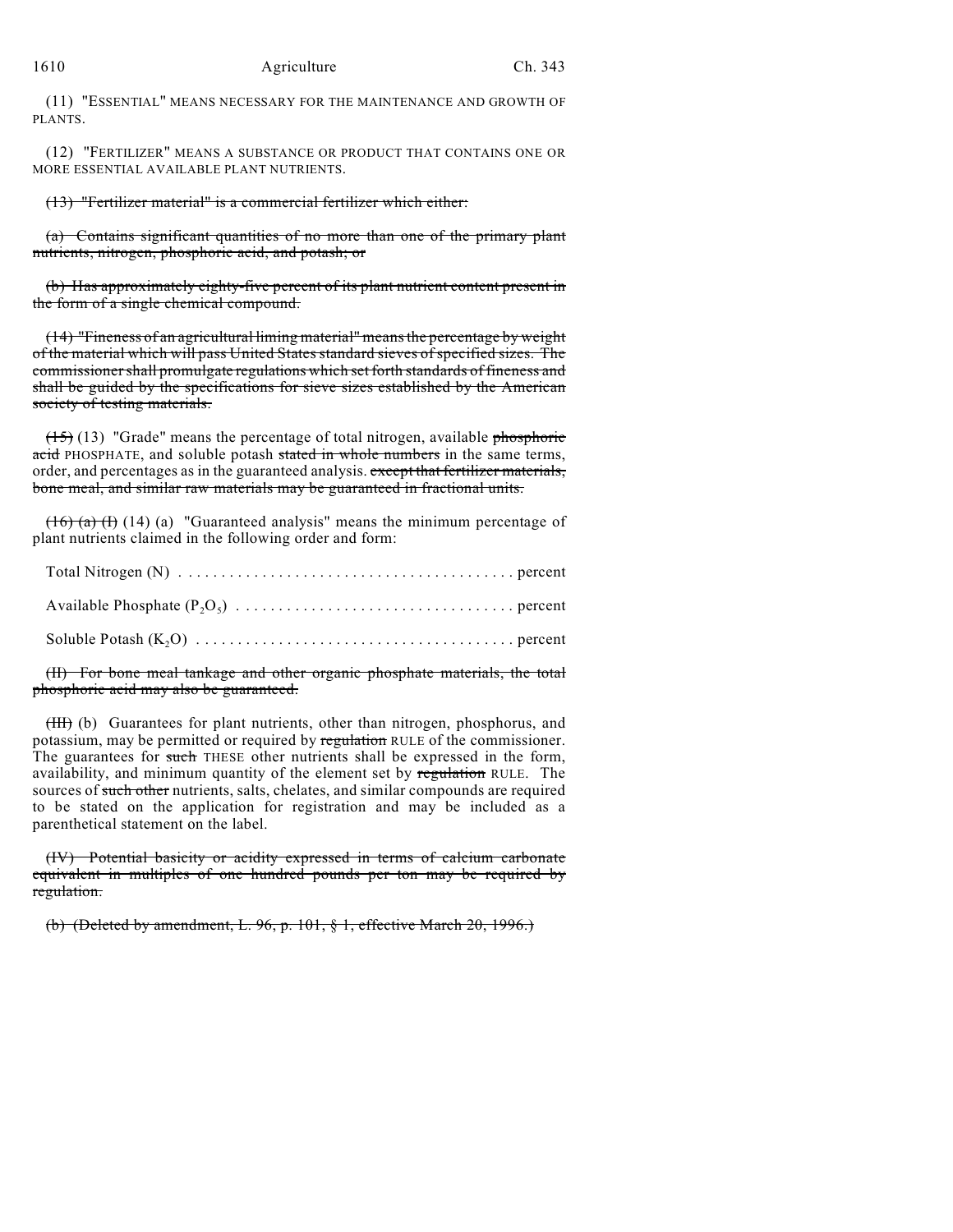(11) "ESSENTIAL" MEANS NECESSARY FOR THE MAINTENANCE AND GROWTH OF PLANTS.

(12) "FERTILIZER" MEANS A SUBSTANCE OR PRODUCT THAT CONTAINS ONE OR MORE ESSENTIAL AVAILABLE PLANT NUTRIENTS.

~~(13) "Fertilizer material" is a commercial fertilizer which either:~~

~~(a) Contains significant quantities of no more than one of the primary plant nutrients, nitrogen, phosphoric acid, and potash; or~~

~~(b) Has approximately eighty-five percent of its plant nutrient content present in the form of a single chemical compound.~~

~~(14) "Fineness of an agricultural liming material" means the percentage by weight of the material which will pass United States standard sieves of specified sizes. The commissioner shall promulgate regulations which set forth standards of fineness and shall be guided by the specifications for sieve sizes established by the American society of testing materials.~~

~~(15)~~ (13) "Grade" means the percentage of total nitrogen, available ~~phosphoric acid~~ PHOSPHATE, and soluble potash ~~stated in whole numbers~~ in the same terms, order, and percentages as in the guaranteed analysis. ~~except that fertilizer materials, bone meal, and similar raw materials may be guaranteed in fractional units.~~

~~(16) (a) (I)~~ (14) (a) "Guaranteed analysis" means the minimum percentage of plant nutrients claimed in the following order and form:

Total Nitrogen (N) . . . . . . . . . . . . . . . . . . . . . . . . . . . . . . . . . . . . . . . . percent

Available Phosphate ($P_2O_5$) . . . . . . . . . . . . . . . . . . . . . . . . . . . . . . . . . percent

Soluble Potash ($K_2O$) . . . . . . . . . . . . . . . . . . . . . . . . . . . . . . . . . . . . . . percent

~~(II) For bone meal tankage and other organic phosphate materials, the total phosphoric acid may also be guaranteed.~~

~~(III)~~ (b) Guarantees for plant nutrients, other than nitrogen, phosphorus, and potassium, may be permitted or required by ~~regulation~~ RULE of the commissioner. The guarantees for ~~such~~ THESE other nutrients shall be expressed in the form, availability, and minimum quantity of the element set by ~~regulation~~ RULE. The sources of ~~such other~~ nutrients, salts, chelates, and similar compounds are required to be stated on the application for registration and may be included as a parenthetical statement on the label.

~~(IV) Potential basicity or acidity expressed in terms of calcium carbonate equivalent in multiples of one hundred pounds per ton may be required by regulation.~~

~~(b) (Deleted by amendment, L. 96, p. 101, § 1, effective March 20, 1996.)~~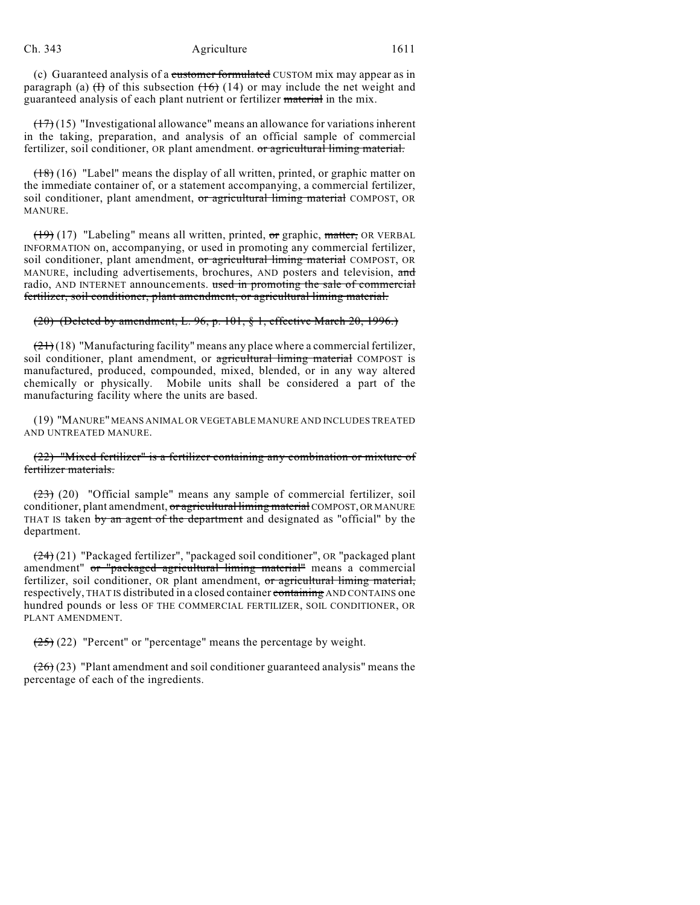(c) Guaranteed analysis of a ~~customer formulated~~ CUSTOM mix may appear as in paragraph (a) ~~(I)~~ of this subsection ~~(16)~~ (14) or may include the net weight and guaranteed analysis of each plant nutrient or fertilizer ~~material~~ in the mix.

~~(17)~~ (15) "Investigational allowance" means an allowance for variations inherent in the taking, preparation, and analysis of an official sample of commercial fertilizer, soil conditioner, OR plant amendment. ~~or agricultural liming material.~~

~~(18)~~ (16) "Label" means the display of all written, printed, or graphic matter on the immediate container of, or a statement accompanying, a commercial fertilizer, soil conditioner, plant amendment, ~~or agricultural liming material~~ COMPOST, OR MANURE.

~~(19)~~ (17) "Labeling" means all written, printed, ~~or~~ graphic, ~~matter,~~ OR VERBAL INFORMATION on, accompanying, or used in promoting any commercial fertilizer, soil conditioner, plant amendment, ~~or agricultural liming material~~ COMPOST, OR MANURE, including advertisements, brochures, AND posters and television, ~~and~~ radio, AND INTERNET announcements. ~~used in promoting the sale of commercial fertilizer, soil conditioner, plant amendment, or agricultural liming material.~~

~~(20) (Deleted by amendment, L. 96, p. 101, § 1, effective March 20, 1996.)~~

~~(21)~~ (18) "Manufacturing facility" means any place where a commercial fertilizer, soil conditioner, plant amendment, or ~~agricultural liming material~~ COMPOST is manufactured, produced, compounded, mixed, blended, or in any way altered chemically or physically. Mobile units shall be considered a part of the manufacturing facility where the units are based.

(19) "MANURE" MEANS ANIMAL OR VEGETABLE MANURE AND INCLUDES TREATED AND UNTREATED MANURE.

~~(22) "Mixed fertilizer" is a fertilizer containing any combination or mixture of fertilizer materials.~~

~~(23)~~ (20) "Official sample" means any sample of commercial fertilizer, soil conditioner, plant amendment, ~~or agricultural liming material~~ COMPOST, OR MANURE THAT IS taken ~~by an agent of the department~~ and designated as "official" by the department.

~~(24)~~ (21) "Packaged fertilizer", "packaged soil conditioner", OR "packaged plant amendment" ~~or "packaged agricultural liming material"~~ means a commercial fertilizer, soil conditioner, OR plant amendment, ~~or agricultural liming material,~~ respectively, THAT IS distributed in a closed container ~~containing~~ AND CONTAINS one hundred pounds or less OF THE COMMERCIAL FERTILIZER, SOIL CONDITIONER, OR PLANT AMENDMENT.

~~(25)~~ (22) "Percent" or "percentage" means the percentage by weight.

~~(26)~~ (23) "Plant amendment and soil conditioner guaranteed analysis" means the percentage of each of the ingredients.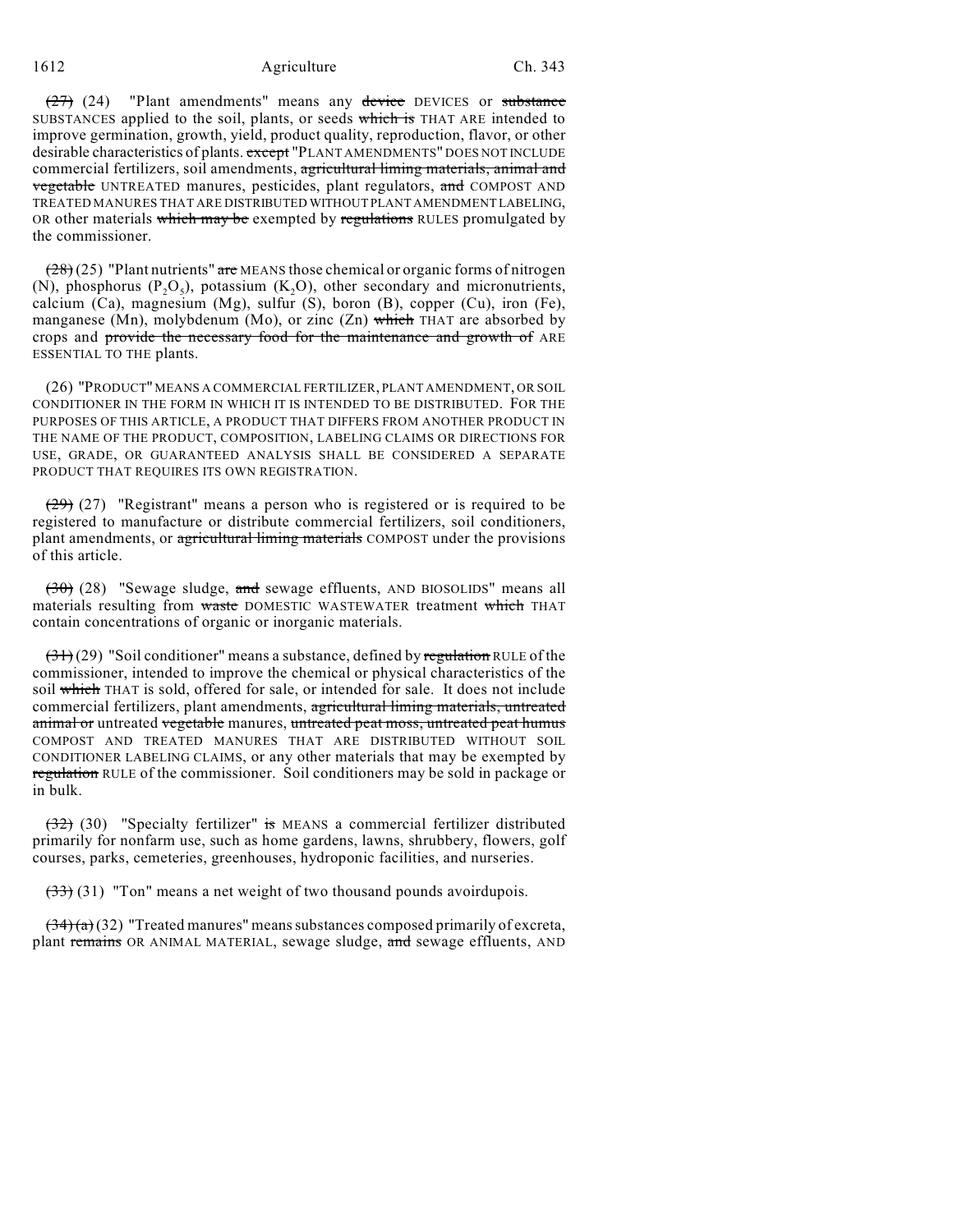~~(27)~~ (24) "Plant amendments" means any ~~device~~ DEVICES or ~~substance~~ SUBSTANCES applied to the soil, plants, or seeds ~~which is~~ THAT ARE intended to improve germination, growth, yield, product quality, reproduction, flavor, or other desirable characteristics of plants. ~~except~~ "PLANT AMENDMENTS" DOES NOT INCLUDE commercial fertilizers, soil amendments, ~~agricultural liming materials, animal and vegetable~~ UNTREATED manures, pesticides, plant regulators, ~~and~~ COMPOST AND TREATED MANURES THAT ARE DISTRIBUTED WITHOUT PLANT AMENDMENT LABELING, OR other materials ~~which may be~~ exempted by ~~regulations~~ RULES promulgated by the commissioner.

~~(28)~~ (25) "Plant nutrients" ~~are~~ MEANS those chemical or organic forms of nitrogen (N), phosphorus ($P_2O_5$), potassium ($K_2O$), other secondary and micronutrients, calcium (Ca), magnesium (Mg), sulfur (S), boron (B), copper (Cu), iron (Fe), manganese (Mn), molybdenum (Mo), or zinc (Zn) ~~which~~ THAT are absorbed by crops and ~~provide the necessary food for the maintenance and growth of~~ ARE ESSENTIAL TO THE plants.

(26) "PRODUCT" MEANS A COMMERCIAL FERTILIZER, PLANT AMENDMENT, OR SOIL CONDITIONER IN THE FORM IN WHICH IT IS INTENDED TO BE DISTRIBUTED. FOR THE PURPOSES OF THIS ARTICLE, A PRODUCT THAT DIFFERS FROM ANOTHER PRODUCT IN THE NAME OF THE PRODUCT, COMPOSITION, LABELING CLAIMS OR DIRECTIONS FOR USE, GRADE, OR GUARANTEED ANALYSIS SHALL BE CONSIDERED A SEPARATE PRODUCT THAT REQUIRES ITS OWN REGISTRATION.

~~(29)~~ (27) "Registrant" means a person who is registered or is required to be registered to manufacture or distribute commercial fertilizers, soil conditioners, plant amendments, or ~~agricultural liming materials~~ COMPOST under the provisions of this article.

~~(30)~~ (28) "Sewage sludge, ~~and~~ sewage effluents, AND BIOSOLIDS" means all materials resulting from ~~waste~~ DOMESTIC WASTEWATER treatment ~~which~~ THAT contain concentrations of organic or inorganic materials.

~~(31)~~ (29) "Soil conditioner" means a substance, defined by ~~regulation~~ RULE of the commissioner, intended to improve the chemical or physical characteristics of the soil ~~which~~ THAT is sold, offered for sale, or intended for sale. It does not include commercial fertilizers, plant amendments, ~~agricultural liming materials, untreated animal or~~ untreated ~~vegetable~~ manures, ~~untreated peat moss, untreated peat humus~~ COMPOST AND TREATED MANURES THAT ARE DISTRIBUTED WITHOUT SOIL CONDITIONER LABELING CLAIMS, or any other materials that may be exempted by ~~regulation~~ RULE of the commissioner. Soil conditioners may be sold in package or in bulk.

~~(32)~~ (30) "Specialty fertilizer" ~~is~~ MEANS a commercial fertilizer distributed primarily for nonfarm use, such as home gardens, lawns, shrubbery, flowers, golf courses, parks, cemeteries, greenhouses, hydroponic facilities, and nurseries.

~~(33)~~ (31) "Ton" means a net weight of two thousand pounds avoirdupois.

~~(34)(a)~~ (32) "Treated manures" means substances composed primarily of excreta, plant ~~remains~~ OR ANIMAL MATERIAL, sewage sludge, ~~and~~ sewage effluents, AND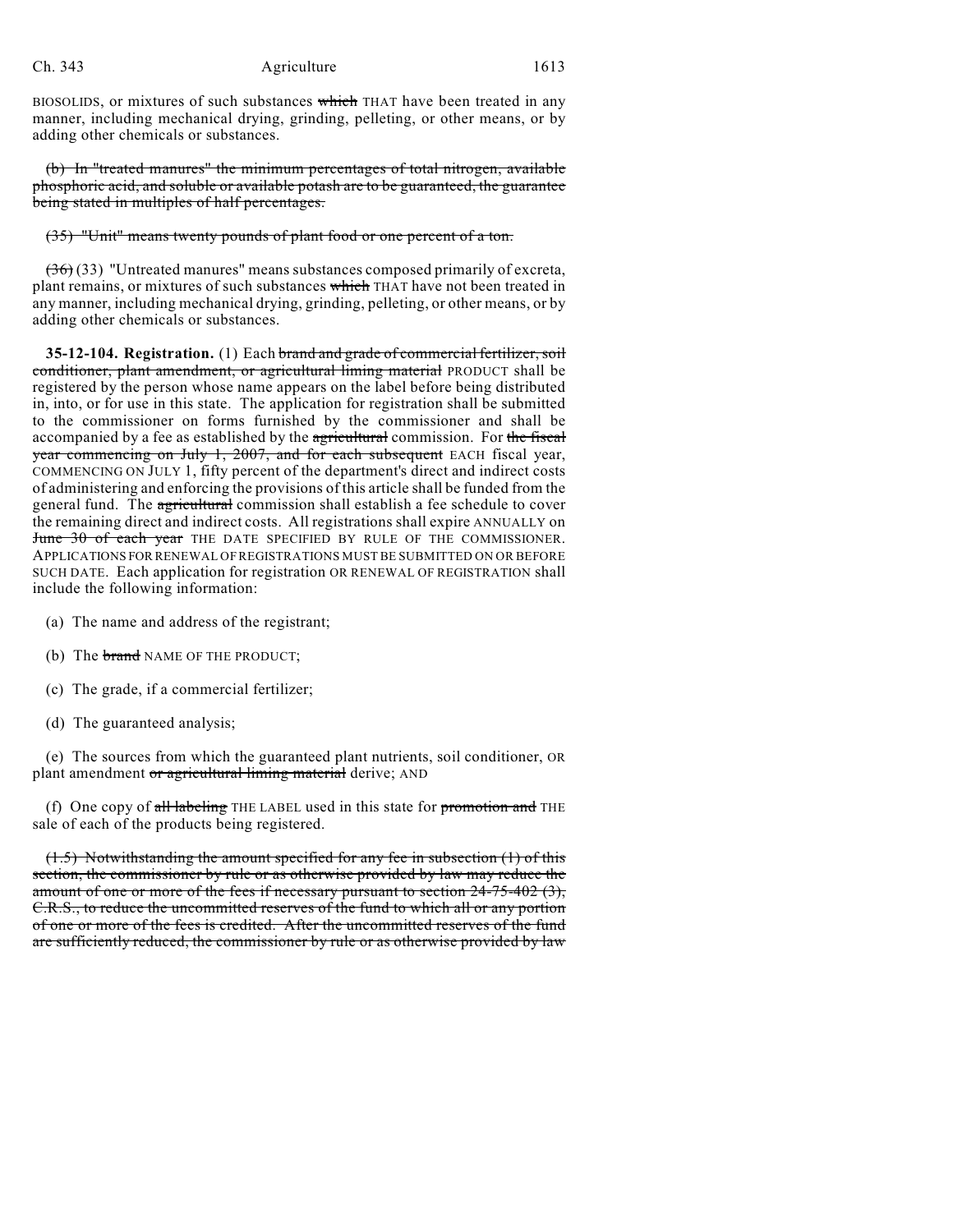BIOSOLIDS, or mixtures of such substances ~~which~~ THAT have been treated in any manner, including mechanical drying, grinding, pelleting, or other means, or by adding other chemicals or substances.

~~(b) In "treated manures" the minimum percentages of total nitrogen, available phosphoric acid, and soluble or available potash are to be guaranteed, the guarantee being stated in multiples of half percentages.~~

~~(35) "Unit" means twenty pounds of plant food or one percent of a ton.~~

~~(36)~~ (33) "Untreated manures" means substances composed primarily of excreta, plant remains, or mixtures of such substances ~~which~~ THAT have not been treated in any manner, including mechanical drying, grinding, pelleting, or other means, or by adding other chemicals or substances.

**35-12-104. Registration.** (1) Each ~~brand and grade of commercial fertilizer, soil conditioner, plant amendment, or agricultural liming material~~ PRODUCT shall be registered by the person whose name appears on the label before being distributed in, into, or for use in this state. The application for registration shall be submitted to the commissioner on forms furnished by the commissioner and shall be accompanied by a fee as established by the ~~agricultural~~ commission. For ~~the fiscal year commencing on July 1, 2007, and for each subsequent~~ EACH fiscal year, COMMENCING ON JULY 1, fifty percent of the department's direct and indirect costs of administering and enforcing the provisions of this article shall be funded from the general fund. The ~~agricultural~~ commission shall establish a fee schedule to cover the remaining direct and indirect costs. All registrations shall expire ANNUALLY on ~~June 30 of each year~~ THE DATE SPECIFIED BY RULE OF THE COMMISSIONER. APPLICATIONS FOR RENEWAL OF REGISTRATIONS MUST BE SUBMITTED ON OR BEFORE SUCH DATE. Each application for registration OR RENEWAL OF REGISTRATION shall include the following information:

(a) The name and address of the registrant;

(b) The ~~brand~~ NAME OF THE PRODUCT;

(c) The grade, if a commercial fertilizer;

(d) The guaranteed analysis;

(e) The sources from which the guaranteed plant nutrients, soil conditioner, OR plant amendment ~~or agricultural liming material~~ derive; AND

(f) One copy of ~~all labeling~~ THE LABEL used in this state for ~~promotion and~~ THE sale of each of the products being registered.

~~(1.5) Notwithstanding the amount specified for any fee in subsection (1) of this section, the commissioner by rule or as otherwise provided by law may reduce the amount of one or more of the fees if necessary pursuant to section 24-75-402 (3), C.R.S., to reduce the uncommitted reserves of the fund to which all or any portion of one or more of the fees is credited. After the uncommitted reserves of the fund are sufficiently reduced, the commissioner by rule or as otherwise provided by law~~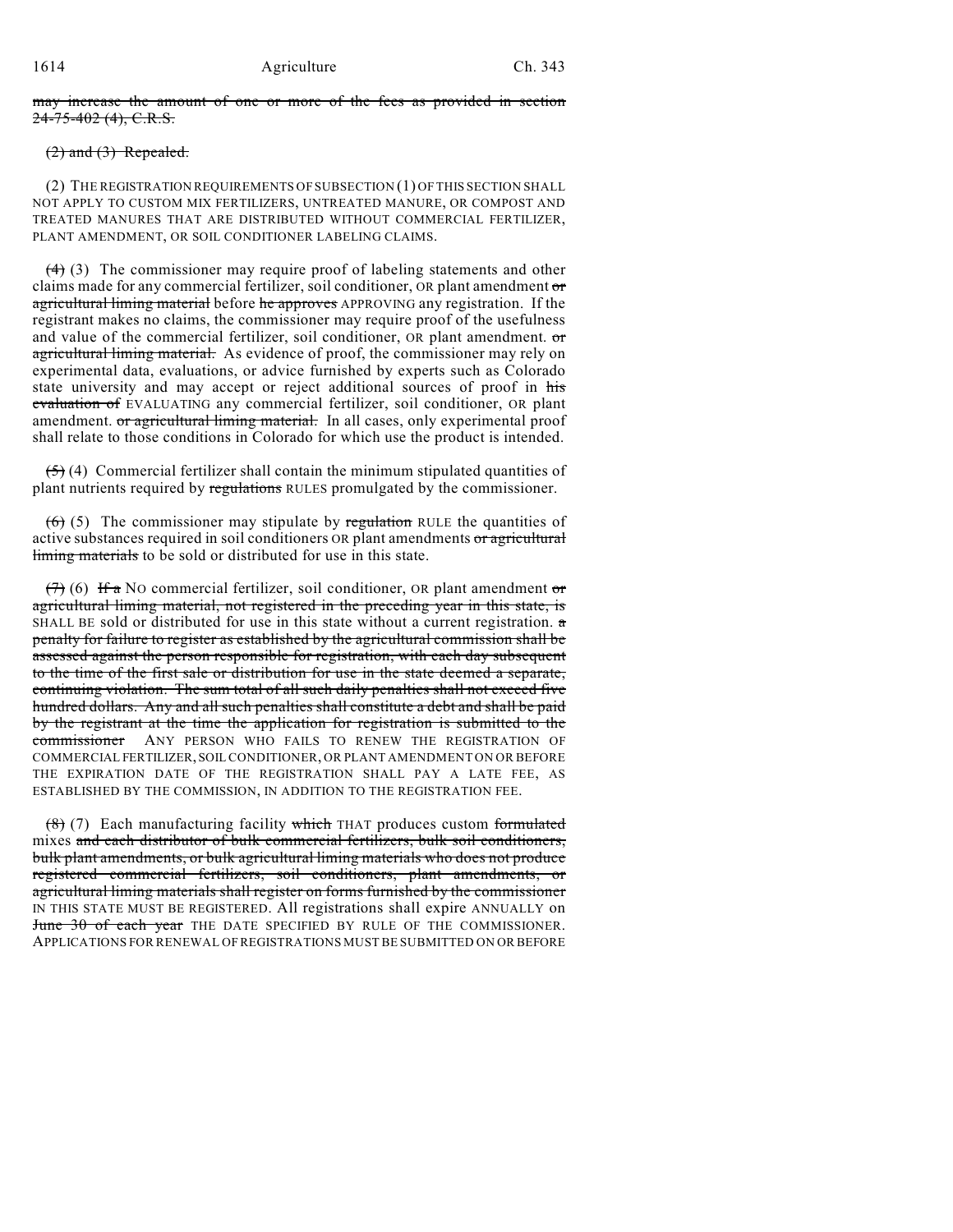may increase the amount of one or more of the fees as provided in section 24-75-402 (4), C.R.S.

(2) and (3) Repealed.

(2) THE REGISTRATION REQUIREMENTS OF SUBSECTION (1) OF THIS SECTION SHALL NOT APPLY TO CUSTOM MIX FERTILIZERS, UNTREATED MANURE, OR COMPOST AND TREATED MANURES THAT ARE DISTRIBUTED WITHOUT COMMERCIAL FERTILIZER, PLANT AMENDMENT, OR SOIL CONDITIONER LABELING CLAIMS.

(4) (3) The commissioner may require proof of labeling statements and other claims made for any commercial fertilizer, soil conditioner, OR plant amendment or agricultural liming material before he approves APPROVING any registration. If the registrant makes no claims, the commissioner may require proof of the usefulness and value of the commercial fertilizer, soil conditioner, OR plant amendment. or agricultural liming material. As evidence of proof, the commissioner may rely on experimental data, evaluations, or advice furnished by experts such as Colorado state university and may accept or reject additional sources of proof in his evaluation of EVALUATING any commercial fertilizer, soil conditioner, OR plant amendment. or agricultural liming material. In all cases, only experimental proof shall relate to those conditions in Colorado for which use the product is intended.

(5) (4) Commercial fertilizer shall contain the minimum stipulated quantities of plant nutrients required by regulations RULES promulgated by the commissioner.

(6) (5) The commissioner may stipulate by regulation RULE the quantities of active substances required in soil conditioners OR plant amendments or agricultural liming materials to be sold or distributed for use in this state.

(7) (6) If a NO commercial fertilizer, soil conditioner, OR plant amendment or agricultural liming material, not registered in the preceding year in this state, is SHALL BE sold or distributed for use in this state without a current registration. a penalty for failure to register as established by the agricultural commission shall be assessed against the person responsible for registration, with each day subsequent to the time of the first sale or distribution for use in the state deemed a separate, continuing violation. The sum total of all such daily penalties shall not exceed five hundred dollars. Any and all such penalties shall constitute a debt and shall be paid by the registrant at the time the application for registration is submitted to the commissioner ANY PERSON WHO FAILS TO RENEW THE REGISTRATION OF COMMERCIAL FERTILIZER, SOIL CONDITIONER, OR PLANT AMENDMENT ON OR BEFORE THE EXPIRATION DATE OF THE REGISTRATION SHALL PAY A LATE FEE, AS ESTABLISHED BY THE COMMISSION, IN ADDITION TO THE REGISTRATION FEE.

(8) (7) Each manufacturing facility which THAT produces custom formulated mixes and each distributor of bulk commercial fertilizers, bulk soil conditioners, bulk plant amendments, or bulk agricultural liming materials who does not produce registered commercial fertilizers, soil conditioners, plant amendments, or agricultural liming materials shall register on forms furnished by the commissioner IN THIS STATE MUST BE REGISTERED. All registrations shall expire ANNUALLY on June 30 of each year THE DATE SPECIFIED BY RULE OF THE COMMISSIONER. APPLICATIONS FOR RENEWAL OF REGISTRATIONS MUST BE SUBMITTED ON OR BEFORE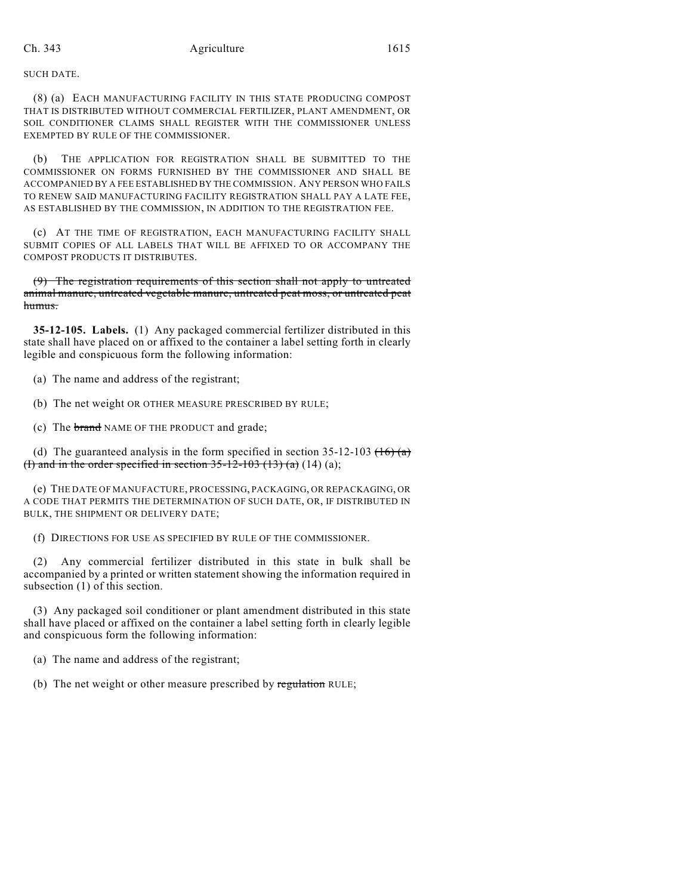SUCH DATE.

(8) (a) EACH MANUFACTURING FACILITY IN THIS STATE PRODUCING COMPOST THAT IS DISTRIBUTED WITHOUT COMMERCIAL FERTILIZER, PLANT AMENDMENT, OR SOIL CONDITIONER CLAIMS SHALL REGISTER WITH THE COMMISSIONER UNLESS EXEMPTED BY RULE OF THE COMMISSIONER.

(b) THE APPLICATION FOR REGISTRATION SHALL BE SUBMITTED TO THE COMMISSIONER ON FORMS FURNISHED BY THE COMMISSIONER AND SHALL BE ACCOMPANIED BY A FEE ESTABLISHED BY THE COMMISSION. ANY PERSON WHO FAILS TO RENEW SAID MANUFACTURING FACILITY REGISTRATION SHALL PAY A LATE FEE, AS ESTABLISHED BY THE COMMISSION, IN ADDITION TO THE REGISTRATION FEE.

(c) AT THE TIME OF REGISTRATION, EACH MANUFACTURING FACILITY SHALL SUBMIT COPIES OF ALL LABELS THAT WILL BE AFFIXED TO OR ACCOMPANY THE COMPOST PRODUCTS IT DISTRIBUTES.

~~(9) The registration requirements of this section shall not apply to untreated animal manure, untreated vegetable manure, untreated peat moss, or untreated peat humus.~~

**35-12-105. Labels.** (1) Any packaged commercial fertilizer distributed in this state shall have placed on or affixed to the container a label setting forth in clearly legible and conspicuous form the following information:

(a) The name and address of the registrant;

(b) The net weight OR OTHER MEASURE PRESCRIBED BY RULE;

(c) The ~~brand~~ NAME OF THE PRODUCT and grade;

(d) The guaranteed analysis in the form specified in section 35-12-103 ~~(16) (a) (I) and in the order specified in section 35-12-103 (13) (a)~~ (14) (a);

(e) THE DATE OF MANUFACTURE, PROCESSING, PACKAGING, OR REPACKAGING, OR A CODE THAT PERMITS THE DETERMINATION OF SUCH DATE, OR, IF DISTRIBUTED IN BULK, THE SHIPMENT OR DELIVERY DATE;

(f) DIRECTIONS FOR USE AS SPECIFIED BY RULE OF THE COMMISSIONER.

(2) Any commercial fertilizer distributed in this state in bulk shall be accompanied by a printed or written statement showing the information required in subsection (1) of this section.

(3) Any packaged soil conditioner or plant amendment distributed in this state shall have placed or affixed on the container a label setting forth in clearly legible and conspicuous form the following information:

(a) The name and address of the registrant;

(b) The net weight or other measure prescribed by ~~regulation~~ RULE;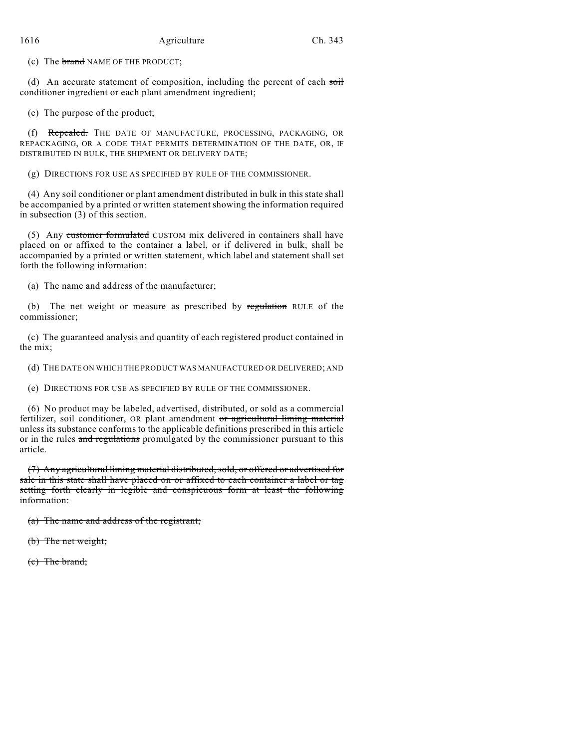(c) The ~~brand~~ NAME OF THE PRODUCT;

(d) An accurate statement of composition, including the percent of each ~~soil conditioner ingredient or each plant amendment~~ ingredient;

(e) The purpose of the product;

(f) ~~Repealed.~~ THE DATE OF MANUFACTURE, PROCESSING, PACKAGING, OR REPACKAGING, OR A CODE THAT PERMITS DETERMINATION OF THE DATE, OR, IF DISTRIBUTED IN BULK, THE SHIPMENT OR DELIVERY DATE;

(g) DIRECTIONS FOR USE AS SPECIFIED BY RULE OF THE COMMISSIONER.

(4) Any soil conditioner or plant amendment distributed in bulk in this state shall be accompanied by a printed or written statement showing the information required in subsection (3) of this section.

(5) Any ~~customer formulated~~ CUSTOM mix delivered in containers shall have placed on or affixed to the container a label, or if delivered in bulk, shall be accompanied by a printed or written statement, which label and statement shall set forth the following information:

(a) The name and address of the manufacturer;

(b) The net weight or measure as prescribed by ~~regulation~~ RULE of the commissioner;

(c) The guaranteed analysis and quantity of each registered product contained in the mix;

(d) THE DATE ON WHICH THE PRODUCT WAS MANUFACTURED OR DELIVERED; AND

(e) DIRECTIONS FOR USE AS SPECIFIED BY RULE OF THE COMMISSIONER.

(6) No product may be labeled, advertised, distributed, or sold as a commercial fertilizer, soil conditioner, OR plant amendment ~~or agricultural liming material~~ unless its substance conforms to the applicable definitions prescribed in this article or in the rules ~~and regulations~~ promulgated by the commissioner pursuant to this article.

~~(7) Any agricultural liming material distributed, sold, or offered or advertised for sale in this state shall have placed on or affixed to each container a label or tag setting forth clearly in legible and conspicuous form at least the following information:~~

~~(a) The name and address of the registrant;~~

~~(b) The net weight;~~

~~(c) The brand;~~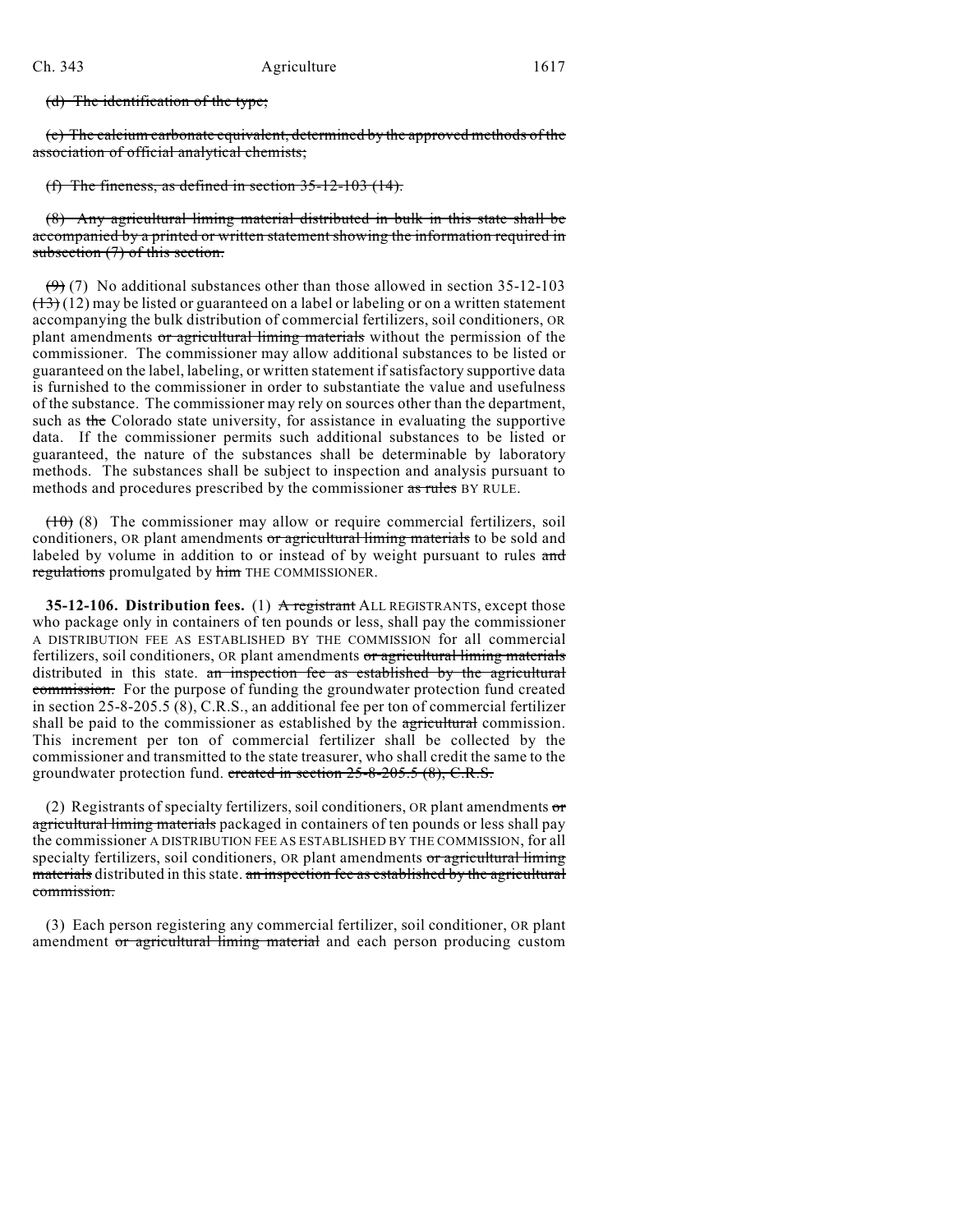~~(d) The identification of the type;~~

~~(e) The calcium carbonate equivalent, determined by the approved methods of the association of official analytical chemists;~~

~~(f) The fineness, as defined in section 35-12-103 (14).~~

~~(8) Any agricultural liming material distributed in bulk in this state shall be accompanied by a printed or written statement showing the information required in subsection (7) of this section.~~

~~(9)~~ (7) No additional substances other than those allowed in section 35-12-103 ~~(13)~~ (12) may be listed or guaranteed on a label or labeling or on a written statement accompanying the bulk distribution of commercial fertilizers, soil conditioners, OR plant amendments ~~or agricultural liming materials~~ without the permission of the commissioner. The commissioner may allow additional substances to be listed or guaranteed on the label, labeling, or written statement if satisfactory supportive data is furnished to the commissioner in order to substantiate the value and usefulness of the substance. The commissioner may rely on sources other than the department, such as ~~the~~ Colorado state university, for assistance in evaluating the supportive data. If the commissioner permits such additional substances to be listed or guaranteed, the nature of the substances shall be determinable by laboratory methods. The substances shall be subject to inspection and analysis pursuant to methods and procedures prescribed by the commissioner ~~as rules~~ BY RULE.

~~(10)~~ (8) The commissioner may allow or require commercial fertilizers, soil conditioners, OR plant amendments ~~or agricultural liming materials~~ to be sold and labeled by volume in addition to or instead of by weight pursuant to rules ~~and regulations~~ promulgated by ~~him~~ THE COMMISSIONER.

**35-12-106. Distribution fees.** (1) ~~A registrant~~ ALL REGISTRANTS, except those who package only in containers of ten pounds or less, shall pay the commissioner A DISTRIBUTION FEE AS ESTABLISHED BY THE COMMISSION for all commercial fertilizers, soil conditioners, OR plant amendments ~~or agricultural liming materials~~ distributed in this state. ~~an inspection fee as established by the agricultural commission.~~ For the purpose of funding the groundwater protection fund created in section 25-8-205.5 (8), C.R.S., an additional fee per ton of commercial fertilizer shall be paid to the commissioner as established by the ~~agricultural~~ commission. This increment per ton of commercial fertilizer shall be collected by the commissioner and transmitted to the state treasurer, who shall credit the same to the groundwater protection fund. ~~created in section 25-8-205.5 (8), C.R.S.~~

(2) Registrants of specialty fertilizers, soil conditioners, OR plant amendments ~~or agricultural liming materials~~ packaged in containers of ten pounds or less shall pay the commissioner A DISTRIBUTION FEE AS ESTABLISHED BY THE COMMISSION, for all specialty fertilizers, soil conditioners, OR plant amendments ~~or agricultural liming materials~~ distributed in this state. ~~an inspection fee as established by the agricultural commission.~~

(3) Each person registering any commercial fertilizer, soil conditioner, OR plant amendment ~~or agricultural liming material~~ and each person producing custom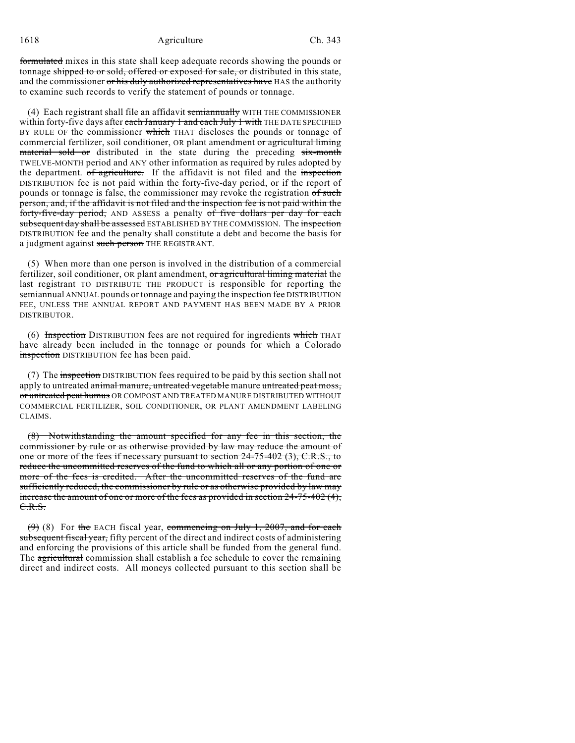~~formulated~~ mixes in this state shall keep adequate records showing the pounds or tonnage ~~shipped to or sold, offered or exposed for sale, or~~ distributed in this state, and the commissioner ~~or his duly authorized representatives have~~ HAS the authority to examine such records to verify the statement of pounds or tonnage.

(4) Each registrant shall file an affidavit ~~semiannually~~ WITH THE COMMISSIONER within forty-five days after ~~each January 1 and each July 1 with~~ THE DATE SPECIFIED BY RULE OF the commissioner ~~which~~ THAT discloses the pounds or tonnage of commercial fertilizer, soil conditioner, OR plant amendment ~~or agricultural liming material sold or~~ distributed in the state during the preceding ~~six-month~~ TWELVE-MONTH period and ANY other information as required by rules adopted by the department. ~~of agriculture.~~ If the affidavit is not filed and the ~~inspection~~ DISTRIBUTION fee is not paid within the forty-five-day period, or if the report of pounds or tonnage is false, the commissioner may revoke the registration ~~of such person, and, if the affidavit is not filed and the inspection fee is not paid within the forty-five-day period,~~ AND ASSESS a penalty ~~of five dollars per day for each subsequent day shall be assessed~~ ESTABLISHED BY THE COMMISSION. The ~~inspection~~ DISTRIBUTION fee and the penalty shall constitute a debt and become the basis for a judgment against ~~such person~~ THE REGISTRANT.

(5) When more than one person is involved in the distribution of a commercial fertilizer, soil conditioner, OR plant amendment, ~~or agricultural liming material~~ the last registrant TO DISTRIBUTE THE PRODUCT is responsible for reporting the ~~semiannual~~ ANNUAL pounds or tonnage and paying the ~~inspection fee~~ DISTRIBUTION FEE, UNLESS THE ANNUAL REPORT AND PAYMENT HAS BEEN MADE BY A PRIOR DISTRIBUTOR.

(6) ~~Inspection~~ DISTRIBUTION fees are not required for ingredients ~~which~~ THAT have already been included in the tonnage or pounds for which a Colorado ~~inspection~~ DISTRIBUTION fee has been paid.

(7) The ~~inspection~~ DISTRIBUTION fees required to be paid by this section shall not apply to untreated ~~animal manure, untreated vegetable~~ manure ~~untreated peat moss, or untreated peat humus~~ OR COMPOST AND TREATED MANURE DISTRIBUTED WITHOUT COMMERCIAL FERTILIZER, SOIL CONDITIONER, OR PLANT AMENDMENT LABELING CLAIMS.

~~(8) Notwithstanding the amount specified for any fee in this section, the commissioner by rule or as otherwise provided by law may reduce the amount of one or more of the fees if necessary pursuant to section 24-75-402 (3), C.R.S., to reduce the uncommitted reserves of the fund to which all or any portion of one or more of the fees is credited. After the uncommitted reserves of the fund are sufficiently reduced, the commissioner by rule or as otherwise provided by law may increase the amount of one or more of the fees as provided in section 24-75-402 (4), C.R.S.~~

~~(9)~~ (8) For ~~the~~ EACH fiscal year, ~~commencing on July 1, 2007, and for each subsequent fiscal year,~~ fifty percent of the direct and indirect costs of administering and enforcing the provisions of this article shall be funded from the general fund. The ~~agricultural~~ commission shall establish a fee schedule to cover the remaining direct and indirect costs. All moneys collected pursuant to this section shall be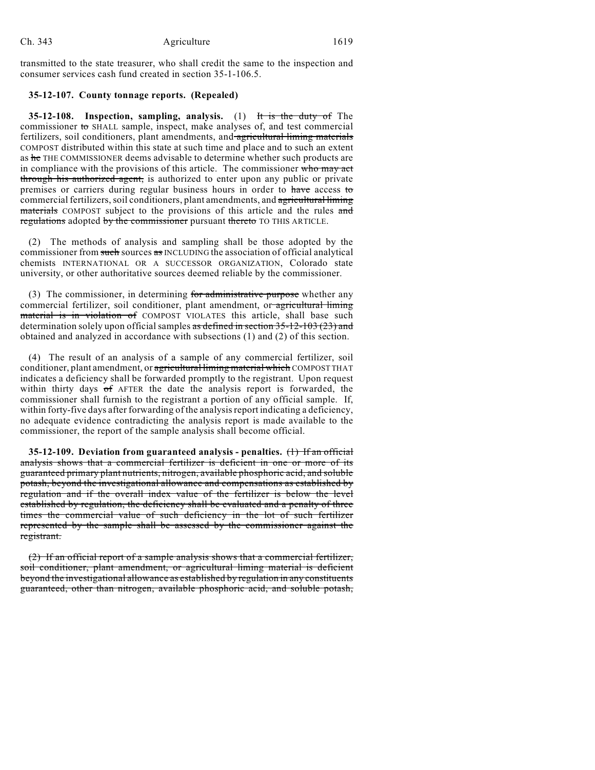transmitted to the state treasurer, who shall credit the same to the inspection and consumer services cash fund created in section 35-1-106.5.

**35-12-107. County tonnage reports. (Repealed)**

**35-12-108. Inspection, sampling, analysis.** (1) ~~It is the duty of~~ The commissioner ~~to~~ SHALL sample, inspect, make analyses of, and test commercial fertilizers, soil conditioners, plant amendments, and ~~agricultural liming materials~~ COMPOST distributed within this state at such time and place and to such an extent as ~~he~~ THE COMMISSIONER deems advisable to determine whether such products are in compliance with the provisions of this article. The commissioner ~~who may act through his authorized agent,~~ is authorized to enter upon any public or private premises or carriers during regular business hours in order to ~~have~~ access ~~to~~ commercial fertilizers, soil conditioners, plant amendments, and ~~agricultural liming materials~~ COMPOST subject to the provisions of this article and the rules ~~and regulations~~ adopted ~~by the commissioner~~ pursuant ~~thereto~~ TO THIS ARTICLE.

(2) The methods of analysis and sampling shall be those adopted by the commissioner from ~~such~~ sources ~~as~~ INCLUDING the association of official analytical chemists INTERNATIONAL OR A SUCCESSOR ORGANIZATION, Colorado state university, or other authoritative sources deemed reliable by the commissioner.

(3) The commissioner, in determining ~~for administrative purpose~~ whether any commercial fertilizer, soil conditioner, plant amendment, or ~~agricultural liming material is in violation of~~ COMPOST VIOLATES this article, shall base such determination solely upon official samples ~~as defined in section 35-12-103 (23) and~~ obtained and analyzed in accordance with subsections (1) and (2) of this section.

(4) The result of an analysis of a sample of any commercial fertilizer, soil conditioner, plant amendment, or ~~agricultural liming material which~~ COMPOST THAT indicates a deficiency shall be forwarded promptly to the registrant. Upon request within thirty days ~~of~~ AFTER the date the analysis report is forwarded, the commissioner shall furnish to the registrant a portion of any official sample. If, within forty-five days after forwarding of the analysis report indicating a deficiency, no adequate evidence contradicting the analysis report is made available to the commissioner, the report of the sample analysis shall become official.

**35-12-109. Deviation from guaranteed analysis - penalties.** ~~(1) If an official analysis shows that a commercial fertilizer is deficient in one or more of its guaranteed primary plant nutrients, nitrogen, available phosphoric acid, and soluble potash, beyond the investigational allowance and compensations as established by regulation and if the overall index value of the fertilizer is below the level established by regulation, the deficiency shall be evaluated and a penalty of three times the commercial value of such deficiency in the lot of such fertilizer represented by the sample shall be assessed by the commissioner against the registrant.~~

~~(2) If an official report of a sample analysis shows that a commercial fertilizer, soil conditioner, plant amendment, or agricultural liming material is deficient beyond the investigational allowance as established by regulation in any constituents guaranteed, other than nitrogen, available phosphoric acid, and soluble potash,~~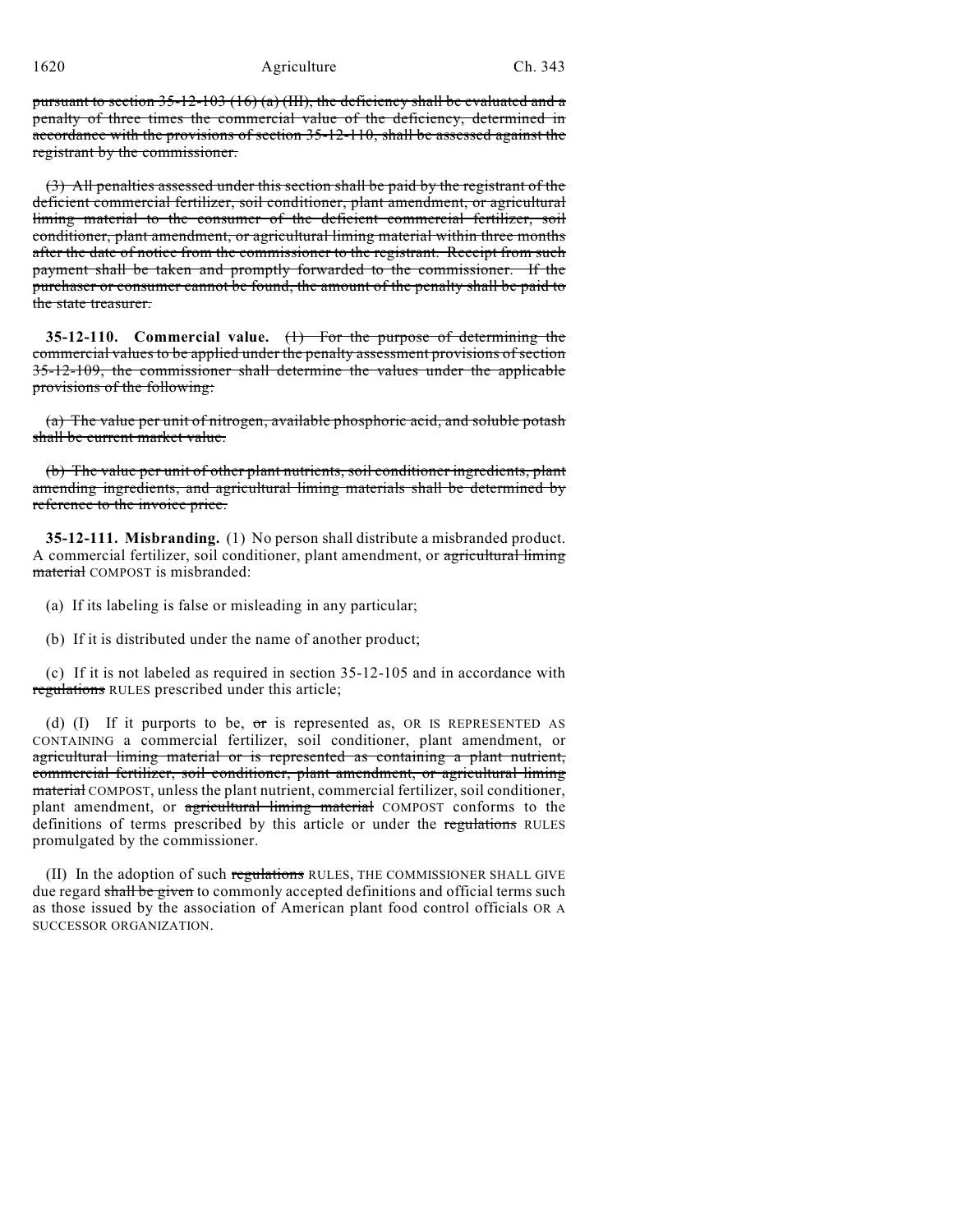~~pursuant to section 35-12-103 (16) (a) (III), the deficiency shall be evaluated and a penalty of three times the commercial value of the deficiency, determined in accordance with the provisions of section 35-12-110, shall be assessed against the registrant by the commissioner.~~

~~(3) All penalties assessed under this section shall be paid by the registrant of the deficient commercial fertilizer, soil conditioner, plant amendment, or agricultural liming material to the consumer of the deficient commercial fertilizer, soil conditioner, plant amendment, or agricultural liming material within three months after the date of notice from the commissioner to the registrant. Receipt from such payment shall be taken and promptly forwarded to the commissioner. If the purchaser or consumer cannot be found, the amount of the penalty shall be paid to the state treasurer.~~

**35-12-110. Commercial value.** ~~(1) For the purpose of determining the commercial values to be applied under the penalty assessment provisions of section 35-12-109, the commissioner shall determine the values under the applicable provisions of the following:~~

~~(a) The value per unit of nitrogen, available phosphoric acid, and soluble potash shall be current market value.~~

~~(b) The value per unit of other plant nutrients, soil conditioner ingredients, plant amending ingredients, and agricultural liming materials shall be determined by reference to the invoice price.~~

**35-12-111. Misbranding.** (1) No person shall distribute a misbranded product. A commercial fertilizer, soil conditioner, plant amendment, or ~~agricultural liming material~~ COMPOST is misbranded:

(a) If its labeling is false or misleading in any particular;

(b) If it is distributed under the name of another product;

(c) If it is not labeled as required in section 35-12-105 and in accordance with ~~regulations~~ RULES prescribed under this article;

(d) (I) If it purports to be, ~~or~~ is represented as, OR IS REPRESENTED AS CONTAINING a commercial fertilizer, soil conditioner, plant amendment, or ~~agricultural liming material or is represented as containing a plant nutrient, commercial fertilizer, soil conditioner, plant amendment, or agricultural liming material~~ COMPOST, unless the plant nutrient, commercial fertilizer, soil conditioner, plant amendment, or ~~agricultural liming material~~ COMPOST conforms to the definitions of terms prescribed by this article or under the ~~regulations~~ RULES promulgated by the commissioner.

(II) In the adoption of such ~~regulations~~ RULES, THE COMMISSIONER SHALL GIVE due regard ~~shall be given~~ to commonly accepted definitions and official terms such as those issued by the association of American plant food control officials OR A SUCCESSOR ORGANIZATION.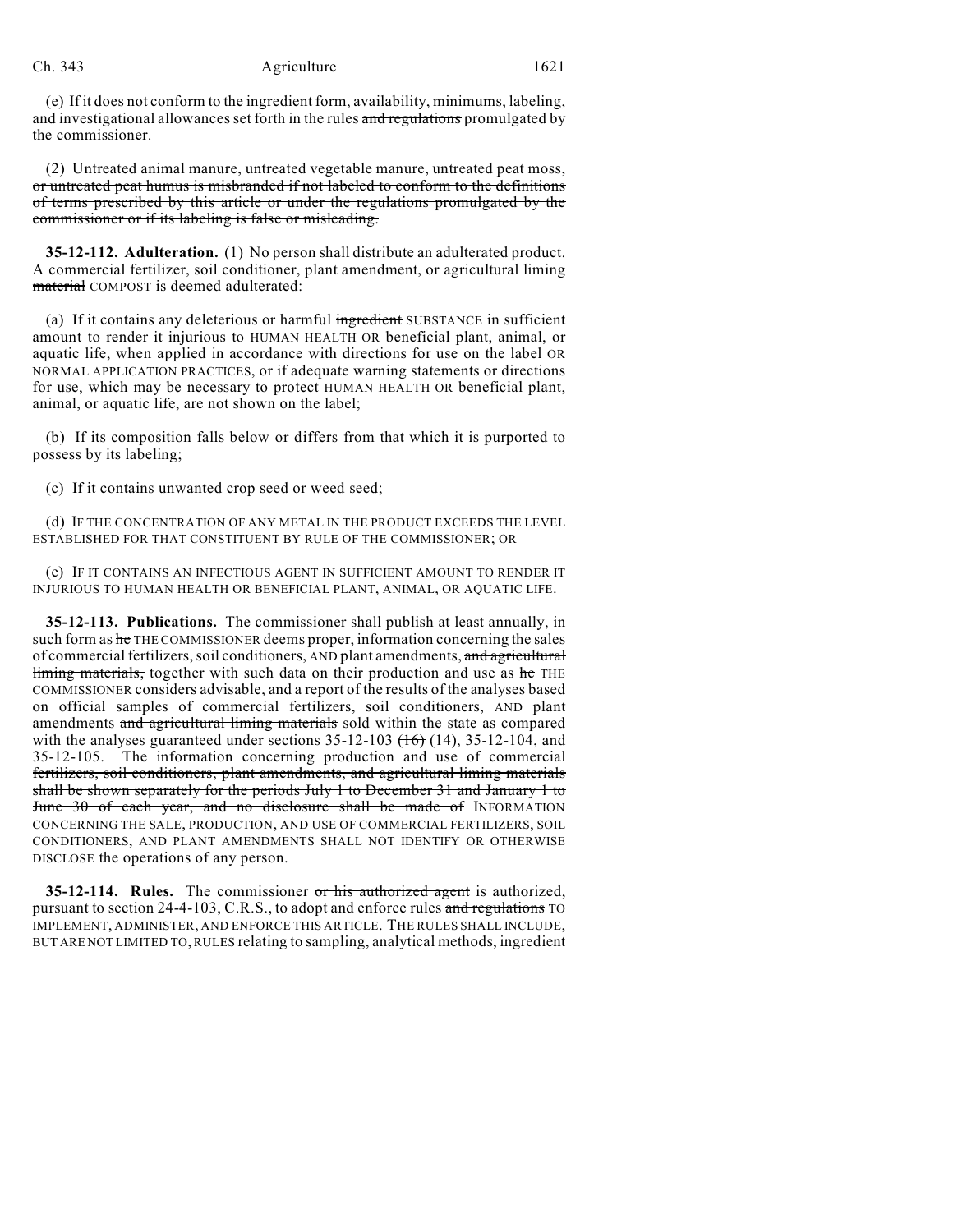(e) If it does not conform to the ingredient form, availability, minimums, labeling, and investigational allowances set forth in the rules ~~and regulations~~ promulgated by the commissioner.

~~(2) Untreated animal manure, untreated vegetable manure, untreated peat moss, or untreated peat humus is misbranded if not labeled to conform to the definitions of terms prescribed by this article or under the regulations promulgated by the commissioner or if its labeling is false or misleading.~~

**35-12-112. Adulteration.** (1) No person shall distribute an adulterated product. A commercial fertilizer, soil conditioner, plant amendment, or ~~agricultural liming material~~ COMPOST is deemed adulterated:

(a) If it contains any deleterious or harmful ~~ingredient~~ SUBSTANCE in sufficient amount to render it injurious to HUMAN HEALTH OR beneficial plant, animal, or aquatic life, when applied in accordance with directions for use on the label OR NORMAL APPLICATION PRACTICES, or if adequate warning statements or directions for use, which may be necessary to protect HUMAN HEALTH OR beneficial plant, animal, or aquatic life, are not shown on the label;

(b) If its composition falls below or differs from that which it is purported to possess by its labeling;

(c) If it contains unwanted crop seed or weed seed;

(d) IF THE CONCENTRATION OF ANY METAL IN THE PRODUCT EXCEEDS THE LEVEL ESTABLISHED FOR THAT CONSTITUENT BY RULE OF THE COMMISSIONER; OR

(e) IF IT CONTAINS AN INFECTIOUS AGENT IN SUFFICIENT AMOUNT TO RENDER IT INJURIOUS TO HUMAN HEALTH OR BENEFICIAL PLANT, ANIMAL, OR AQUATIC LIFE.

**35-12-113. Publications.** The commissioner shall publish at least annually, in such form as ~~he~~ THE COMMISSIONER deems proper, information concerning the sales of commercial fertilizers, soil conditioners, AND plant amendments, ~~and agricultural liming materials,~~ together with such data on their production and use as ~~he~~ THE COMMISSIONER considers advisable, and a report of the results of the analyses based on official samples of commercial fertilizers, soil conditioners, AND plant amendments ~~and agricultural liming materials~~ sold within the state as compared with the analyses guaranteed under sections 35-12-103 ~~(16)~~ (14), 35-12-104, and 35-12-105. ~~The information concerning production and use of commercial fertilizers, soil conditioners, plant amendments, and agricultural liming materials shall be shown separately for the periods July 1 to December 31 and January 1 to June 30 of each year, and no disclosure shall be made of~~ INFORMATION CONCERNING THE SALE, PRODUCTION, AND USE OF COMMERCIAL FERTILIZERS, SOIL CONDITIONERS, AND PLANT AMENDMENTS SHALL NOT IDENTIFY OR OTHERWISE DISCLOSE the operations of any person.

**35-12-114. Rules.** The commissioner ~~or his authorized agent~~ is authorized, pursuant to section 24-4-103, C.R.S., to adopt and enforce rules ~~and regulations~~ TO IMPLEMENT, ADMINISTER, AND ENFORCE THIS ARTICLE. THE RULES SHALL INCLUDE, BUT ARE NOT LIMITED TO, RULES relating to sampling, analytical methods, ingredient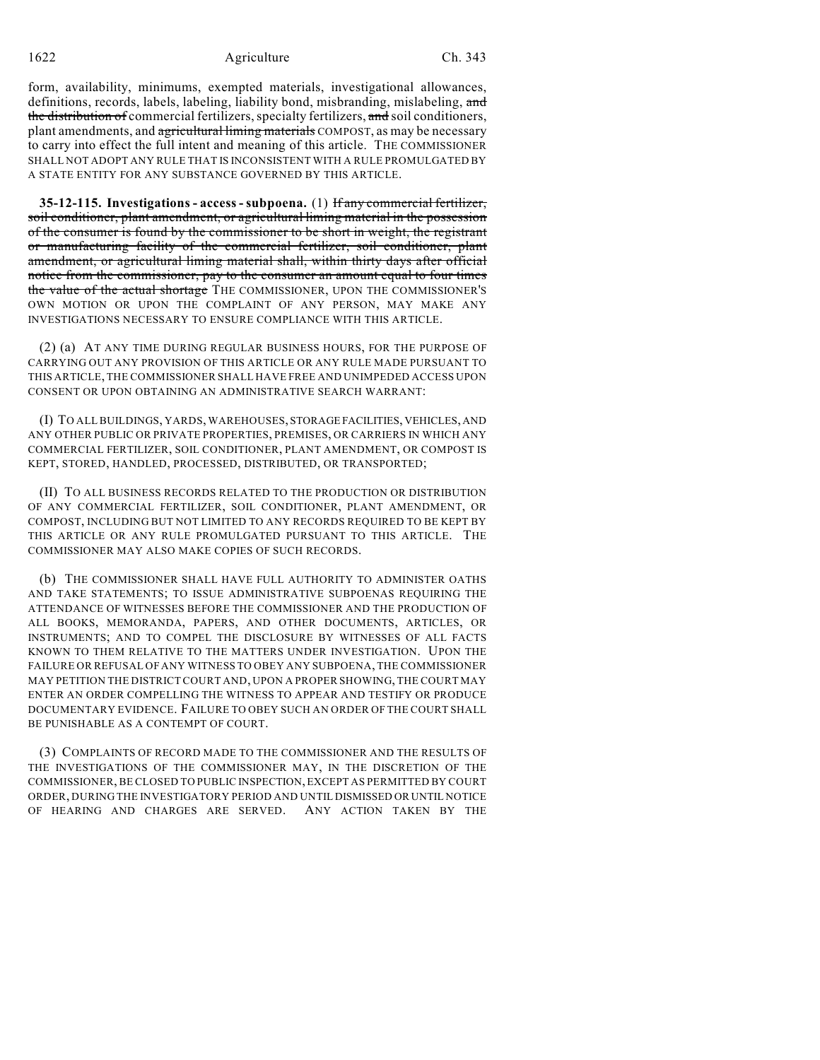form, availability, minimums, exempted materials, investigational allowances, definitions, records, labels, labeling, liability bond, misbranding, mislabeling, ~~and the distribution of~~ commercial fertilizers, specialty fertilizers, ~~and~~ soil conditioners, plant amendments, and ~~agricultural liming materials~~ COMPOST, as may be necessary to carry into effect the full intent and meaning of this article. THE COMMISSIONER SHALL NOT ADOPT ANY RULE THAT IS INCONSISTENT WITH A RULE PROMULGATED BY A STATE ENTITY FOR ANY SUBSTANCE GOVERNED BY THIS ARTICLE.

**35-12-115. Investigations - access - subpoena.** (1) ~~If any commercial fertilizer, soil conditioner, plant amendment, or agricultural liming material in the possession of the consumer is found by the commissioner to be short in weight, the registrant or manufacturing facility of the commercial fertilizer, soil conditioner, plant amendment, or agricultural liming material shall, within thirty days after official notice from the commissioner, pay to the consumer an amount equal to four times the value of the actual shortage~~ THE COMMISSIONER, UPON THE COMMISSIONER'S OWN MOTION OR UPON THE COMPLAINT OF ANY PERSON, MAY MAKE ANY INVESTIGATIONS NECESSARY TO ENSURE COMPLIANCE WITH THIS ARTICLE.

(2) (a) AT ANY TIME DURING REGULAR BUSINESS HOURS, FOR THE PURPOSE OF CARRYING OUT ANY PROVISION OF THIS ARTICLE OR ANY RULE MADE PURSUANT TO THIS ARTICLE, THE COMMISSIONER SHALL HAVE FREE AND UNIMPEDED ACCESS UPON CONSENT OR UPON OBTAINING AN ADMINISTRATIVE SEARCH WARRANT:

(I) TO ALL BUILDINGS, YARDS, WAREHOUSES, STORAGE FACILITIES, VEHICLES, AND ANY OTHER PUBLIC OR PRIVATE PROPERTIES, PREMISES, OR CARRIERS IN WHICH ANY COMMERCIAL FERTILIZER, SOIL CONDITIONER, PLANT AMENDMENT, OR COMPOST IS KEPT, STORED, HANDLED, PROCESSED, DISTRIBUTED, OR TRANSPORTED;

(II) TO ALL BUSINESS RECORDS RELATED TO THE PRODUCTION OR DISTRIBUTION OF ANY COMMERCIAL FERTILIZER, SOIL CONDITIONER, PLANT AMENDMENT, OR COMPOST, INCLUDING BUT NOT LIMITED TO ANY RECORDS REQUIRED TO BE KEPT BY THIS ARTICLE OR ANY RULE PROMULGATED PURSUANT TO THIS ARTICLE. THE COMMISSIONER MAY ALSO MAKE COPIES OF SUCH RECORDS.

(b) THE COMMISSIONER SHALL HAVE FULL AUTHORITY TO ADMINISTER OATHS AND TAKE STATEMENTS; TO ISSUE ADMINISTRATIVE SUBPOENAS REQUIRING THE ATTENDANCE OF WITNESSES BEFORE THE COMMISSIONER AND THE PRODUCTION OF ALL BOOKS, MEMORANDA, PAPERS, AND OTHER DOCUMENTS, ARTICLES, OR INSTRUMENTS; AND TO COMPEL THE DISCLOSURE BY WITNESSES OF ALL FACTS KNOWN TO THEM RELATIVE TO THE MATTERS UNDER INVESTIGATION. UPON THE FAILURE OR REFUSAL OF ANY WITNESS TO OBEY ANY SUBPOENA, THE COMMISSIONER MAY PETITION THE DISTRICT COURT AND, UPON A PROPER SHOWING, THE COURT MAY ENTER AN ORDER COMPELLING THE WITNESS TO APPEAR AND TESTIFY OR PRODUCE DOCUMENTARY EVIDENCE. FAILURE TO OBEY SUCH AN ORDER OF THE COURT SHALL BE PUNISHABLE AS A CONTEMPT OF COURT.

(3) COMPLAINTS OF RECORD MADE TO THE COMMISSIONER AND THE RESULTS OF THE INVESTIGATIONS OF THE COMMISSIONER MAY, IN THE DISCRETION OF THE COMMISSIONER, BE CLOSED TO PUBLIC INSPECTION, EXCEPT AS PERMITTED BY COURT ORDER, DURING THE INVESTIGATORY PERIOD AND UNTIL DISMISSED OR UNTIL NOTICE OF HEARING AND CHARGES ARE SERVED. ANY ACTION TAKEN BY THE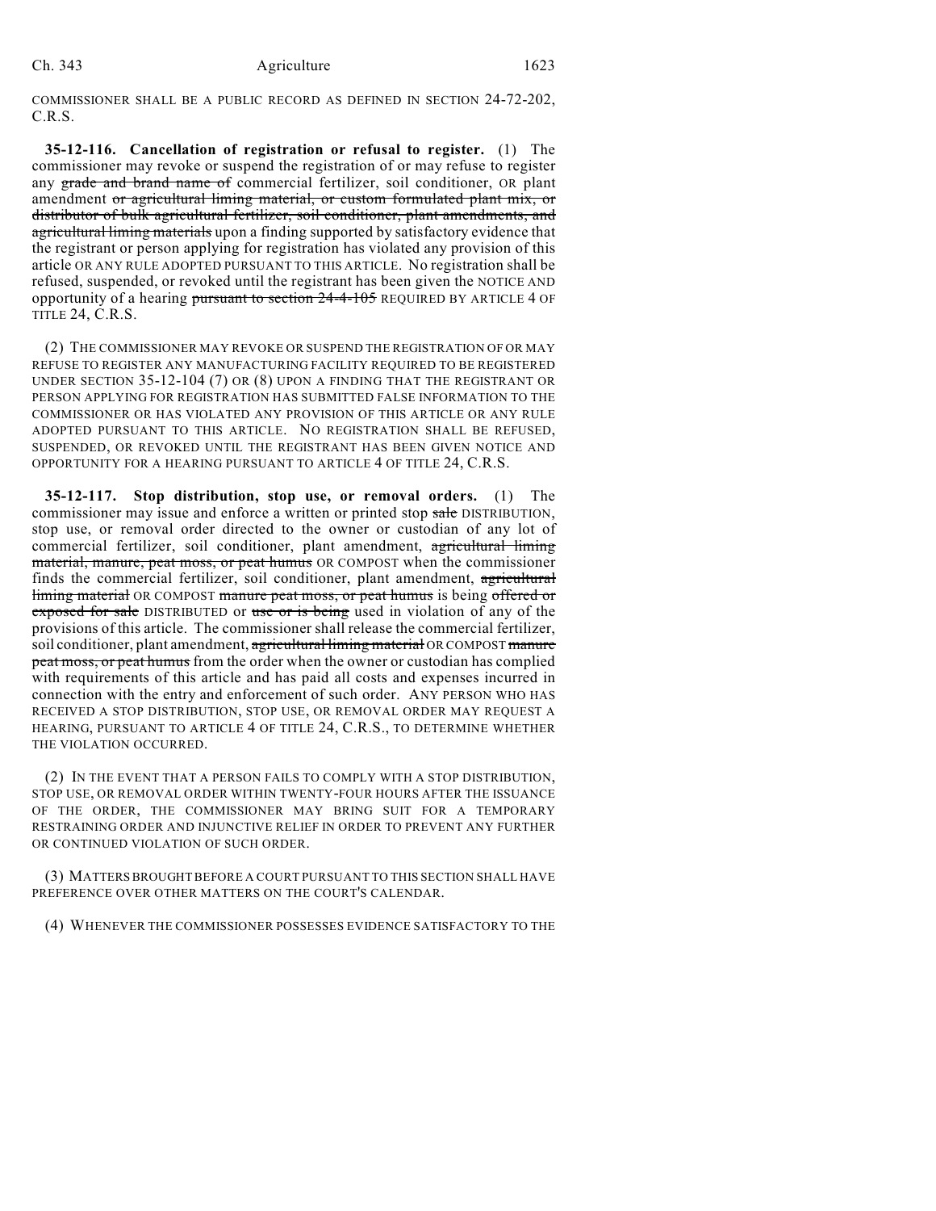COMMISSIONER SHALL BE A PUBLIC RECORD AS DEFINED IN SECTION 24-72-202, C.R.S.

**35-12-116. Cancellation of registration or refusal to register.** (1) The commissioner may revoke or suspend the registration of or may refuse to register any grade and brand name of commercial fertilizer, soil conditioner, OR plant amendment or agricultural liming material, or custom formulated plant mix, or distributor of bulk agricultural fertilizer, soil conditioner, plant amendments, and agricultural liming materials upon a finding supported by satisfactory evidence that the registrant or person applying for registration has violated any provision of this article OR ANY RULE ADOPTED PURSUANT TO THIS ARTICLE. No registration shall be refused, suspended, or revoked until the registrant has been given the NOTICE AND opportunity of a hearing pursuant to section 24-4-105 REQUIRED BY ARTICLE 4 OF TITLE 24, C.R.S.

(2) THE COMMISSIONER MAY REVOKE OR SUSPEND THE REGISTRATION OF OR MAY REFUSE TO REGISTER ANY MANUFACTURING FACILITY REQUIRED TO BE REGISTERED UNDER SECTION 35-12-104 (7) OR (8) UPON A FINDING THAT THE REGISTRANT OR PERSON APPLYING FOR REGISTRATION HAS SUBMITTED FALSE INFORMATION TO THE COMMISSIONER OR HAS VIOLATED ANY PROVISION OF THIS ARTICLE OR ANY RULE ADOPTED PURSUANT TO THIS ARTICLE. NO REGISTRATION SHALL BE REFUSED, SUSPENDED, OR REVOKED UNTIL THE REGISTRANT HAS BEEN GIVEN NOTICE AND OPPORTUNITY FOR A HEARING PURSUANT TO ARTICLE 4 OF TITLE 24, C.R.S.

**35-12-117. Stop distribution, stop use, or removal orders.** (1) The commissioner may issue and enforce a written or printed stop sale DISTRIBUTION, stop use, or removal order directed to the owner or custodian of any lot of commercial fertilizer, soil conditioner, plant amendment, agricultural liming material, manure, peat moss, or peat humus OR COMPOST when the commissioner finds the commercial fertilizer, soil conditioner, plant amendment, agricultural liming material OR COMPOST manure peat moss, or peat humus is being offered or exposed for sale DISTRIBUTED or use or is being used in violation of any of the provisions of this article. The commissioner shall release the commercial fertilizer, soil conditioner, plant amendment, agricultural liming material OR COMPOST manure peat moss, or peat humus from the order when the owner or custodian has complied with requirements of this article and has paid all costs and expenses incurred in connection with the entry and enforcement of such order. ANY PERSON WHO HAS RECEIVED A STOP DISTRIBUTION, STOP USE, OR REMOVAL ORDER MAY REQUEST A HEARING, PURSUANT TO ARTICLE 4 OF TITLE 24, C.R.S., TO DETERMINE WHETHER THE VIOLATION OCCURRED.

(2) IN THE EVENT THAT A PERSON FAILS TO COMPLY WITH A STOP DISTRIBUTION, STOP USE, OR REMOVAL ORDER WITHIN TWENTY-FOUR HOURS AFTER THE ISSUANCE OF THE ORDER, THE COMMISSIONER MAY BRING SUIT FOR A TEMPORARY RESTRAINING ORDER AND INJUNCTIVE RELIEF IN ORDER TO PREVENT ANY FURTHER OR CONTINUED VIOLATION OF SUCH ORDER.

(3) MATTERS BROUGHT BEFORE A COURT PURSUANT TO THIS SECTION SHALL HAVE PREFERENCE OVER OTHER MATTERS ON THE COURT'S CALENDAR.

(4) WHENEVER THE COMMISSIONER POSSESSES EVIDENCE SATISFACTORY TO THE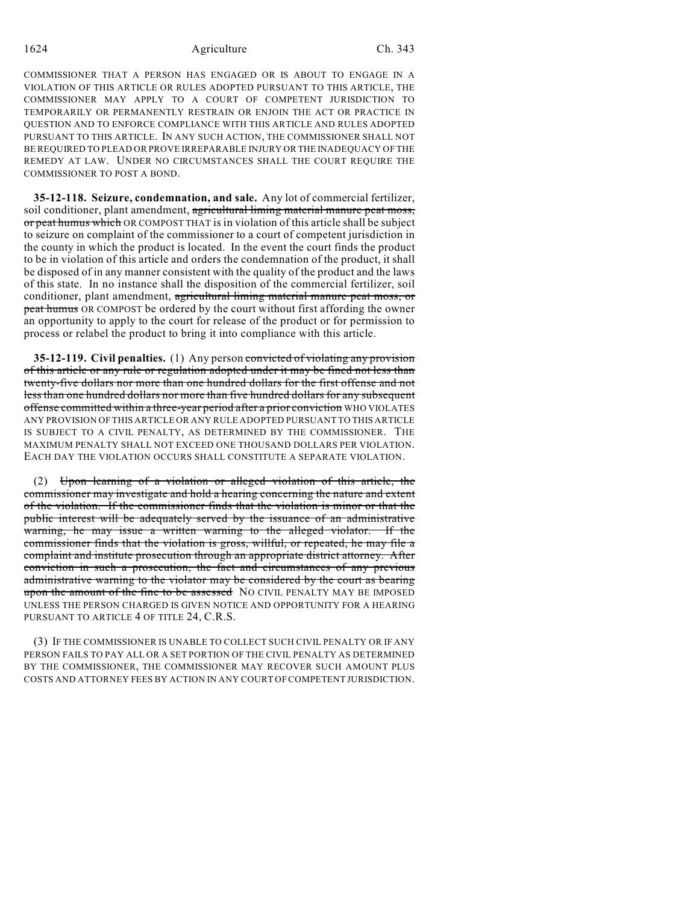COMMISSIONER THAT A PERSON HAS ENGAGED OR IS ABOUT TO ENGAGE IN A VIOLATION OF THIS ARTICLE OR RULES ADOPTED PURSUANT TO THIS ARTICLE, THE COMMISSIONER MAY APPLY TO A COURT OF COMPETENT JURISDICTION TO TEMPORARILY OR PERMANENTLY RESTRAIN OR ENJOIN THE ACT OR PRACTICE IN QUESTION AND TO ENFORCE COMPLIANCE WITH THIS ARTICLE AND RULES ADOPTED PURSUANT TO THIS ARTICLE. IN ANY SUCH ACTION, THE COMMISSIONER SHALL NOT BE REQUIRED TO PLEAD OR PROVE IRREPARABLE INJURY OR THE INADEQUACY OF THE REMEDY AT LAW. UNDER NO CIRCUMSTANCES SHALL THE COURT REQUIRE THE COMMISSIONER TO POST A BOND.

**35-12-118. Seizure, condemnation, and sale.** Any lot of commercial fertilizer, soil conditioner, plant amendment, ~~agricultural liming material manure peat moss, or peat humus which~~ OR COMPOST THAT is in violation of this article shall be subject to seizure on complaint of the commissioner to a court of competent jurisdiction in the county in which the product is located. In the event the court finds the product to be in violation of this article and orders the condemnation of the product, it shall be disposed of in any manner consistent with the quality of the product and the laws of this state. In no instance shall the disposition of the commercial fertilizer, soil conditioner, plant amendment, ~~agricultural liming material manure peat moss, or peat humus~~ OR COMPOST be ordered by the court without first affording the owner an opportunity to apply to the court for release of the product or for permission to process or relabel the product to bring it into compliance with this article.

**35-12-119. Civil penalties.** (1) Any person ~~convicted of violating any provision of this article or any rule or regulation adopted under it may be fined not less than twenty-five dollars nor more than one hundred dollars for the first offense and not less than one hundred dollars nor more than five hundred dollars for any subsequent offense committed within a three-year period after a prior conviction~~ WHO VIOLATES ANY PROVISION OF THIS ARTICLE OR ANY RULE ADOPTED PURSUANT TO THIS ARTICLE IS SUBJECT TO A CIVIL PENALTY, AS DETERMINED BY THE COMMISSIONER. THE MAXIMUM PENALTY SHALL NOT EXCEED ONE THOUSAND DOLLARS PER VIOLATION. EACH DAY THE VIOLATION OCCURS SHALL CONSTITUTE A SEPARATE VIOLATION.

(2) ~~Upon learning of a violation or alleged violation of this article, the commissioner may investigate and hold a hearing concerning the nature and extent of the violation. If the commissioner finds that the violation is minor or that the public interest will be adequately served by the issuance of an administrative warning, he may issue a written warning to the alleged violator. If the commissioner finds that the violation is gross, willful, or repeated, he may file a complaint and institute prosecution through an appropriate district attorney. After conviction in such a prosecution, the fact and circumstances of any previous administrative warning to the violator may be considered by the court as bearing upon the amount of the fine to be assessed~~ NO CIVIL PENALTY MAY BE IMPOSED UNLESS THE PERSON CHARGED IS GIVEN NOTICE AND OPPORTUNITY FOR A HEARING PURSUANT TO ARTICLE 4 OF TITLE 24, C.R.S.

(3) IF THE COMMISSIONER IS UNABLE TO COLLECT SUCH CIVIL PENALTY OR IF ANY PERSON FAILS TO PAY ALL OR A SET PORTION OF THE CIVIL PENALTY AS DETERMINED BY THE COMMISSIONER, THE COMMISSIONER MAY RECOVER SUCH AMOUNT PLUS COSTS AND ATTORNEY FEES BY ACTION IN ANY COURT OF COMPETENT JURISDICTION.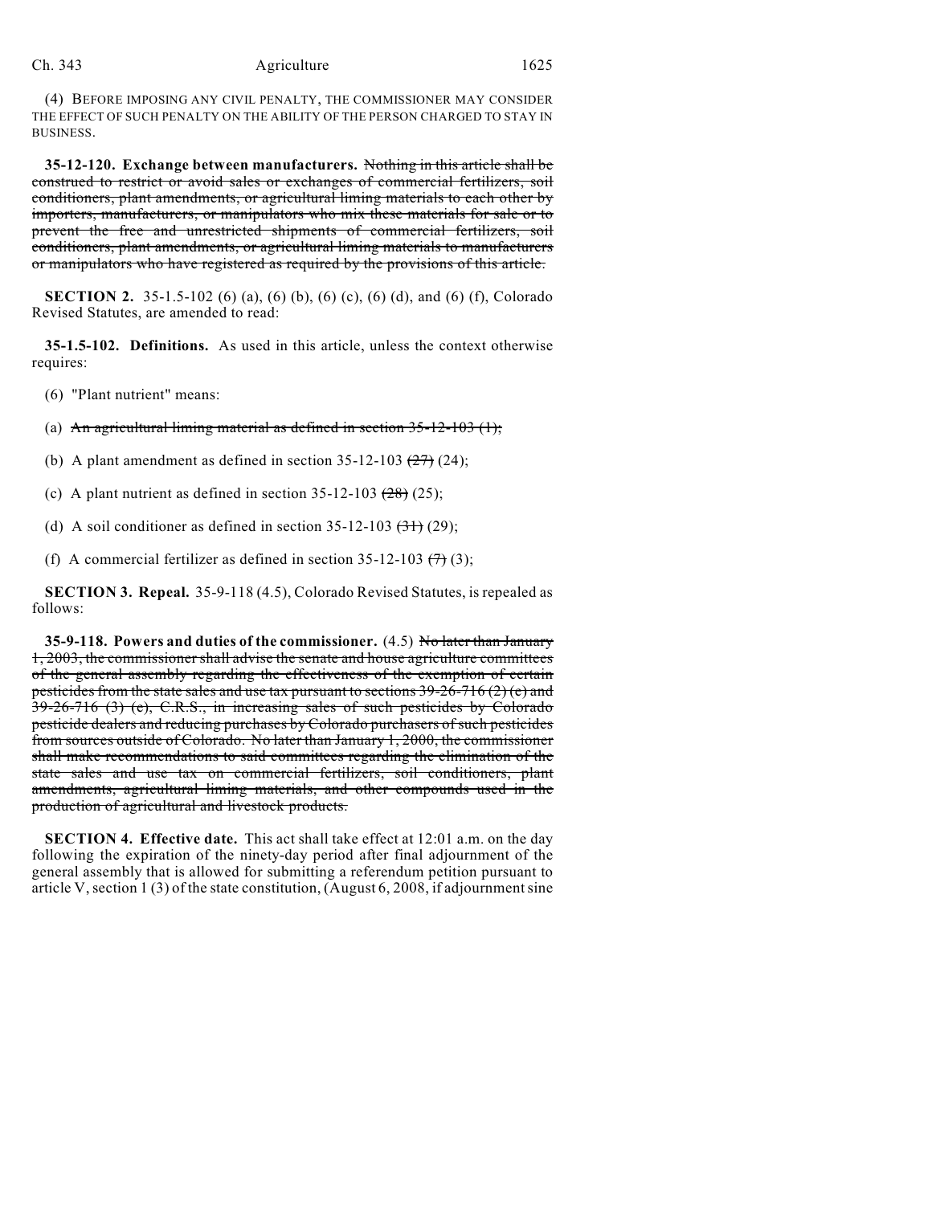(4) BEFORE IMPOSING ANY CIVIL PENALTY, THE COMMISSIONER MAY CONSIDER THE EFFECT OF SUCH PENALTY ON THE ABILITY OF THE PERSON CHARGED TO STAY IN BUSINESS.

**35-12-120. Exchange between manufacturers.** ~~Nothing in this article shall be construed to restrict or avoid sales or exchanges of commercial fertilizers, soil conditioners, plant amendments, or agricultural liming materials to each other by importers, manufacturers, or manipulators who mix these materials for sale or to prevent the free and unrestricted shipments of commercial fertilizers, soil conditioners, plant amendments, or agricultural liming materials to manufacturers or manipulators who have registered as required by the provisions of this article.~~

**SECTION 2.** 35-1.5-102 (6) (a), (6) (b), (6) (c), (6) (d), and (6) (f), Colorado Revised Statutes, are amended to read:

**35-1.5-102. Definitions.** As used in this article, unless the context otherwise requires:

(6) "Plant nutrient" means:

(a) ~~An agricultural liming material as defined in section 35-12-103 (1);~~

(b) A plant amendment as defined in section 35-12-103 ~~(27)~~ (24);

(c) A plant nutrient as defined in section 35-12-103 ~~(28)~~ (25);

(d) A soil conditioner as defined in section 35-12-103 ~~(31)~~ (29);

(f) A commercial fertilizer as defined in section 35-12-103 ~~(7)~~ (3);

**SECTION 3. Repeal.** 35-9-118 (4.5), Colorado Revised Statutes, is repealed as follows:

**35-9-118. Powers and duties of the commissioner.** (4.5) ~~No later than January 1, 2003, the commissioner shall advise the senate and house agriculture committees of the general assembly regarding the effectiveness of the exemption of certain pesticides from the state sales and use tax pursuant to sections 39-26-716 (2) (e) and 39-26-716 (3) (e), C.R.S., in increasing sales of such pesticides by Colorado pesticide dealers and reducing purchases by Colorado purchasers of such pesticides from sources outside of Colorado. No later than January 1, 2000, the commissioner shall make recommendations to said committees regarding the elimination of the state sales and use tax on commercial fertilizers, soil conditioners, plant amendments, agricultural liming materials, and other compounds used in the production of agricultural and livestock products.~~

**SECTION 4. Effective date.** This act shall take effect at 12:01 a.m. on the day following the expiration of the ninety-day period after final adjournment of the general assembly that is allowed for submitting a referendum petition pursuant to article V, section 1 (3) of the state constitution, (August 6, 2008, if adjournment sine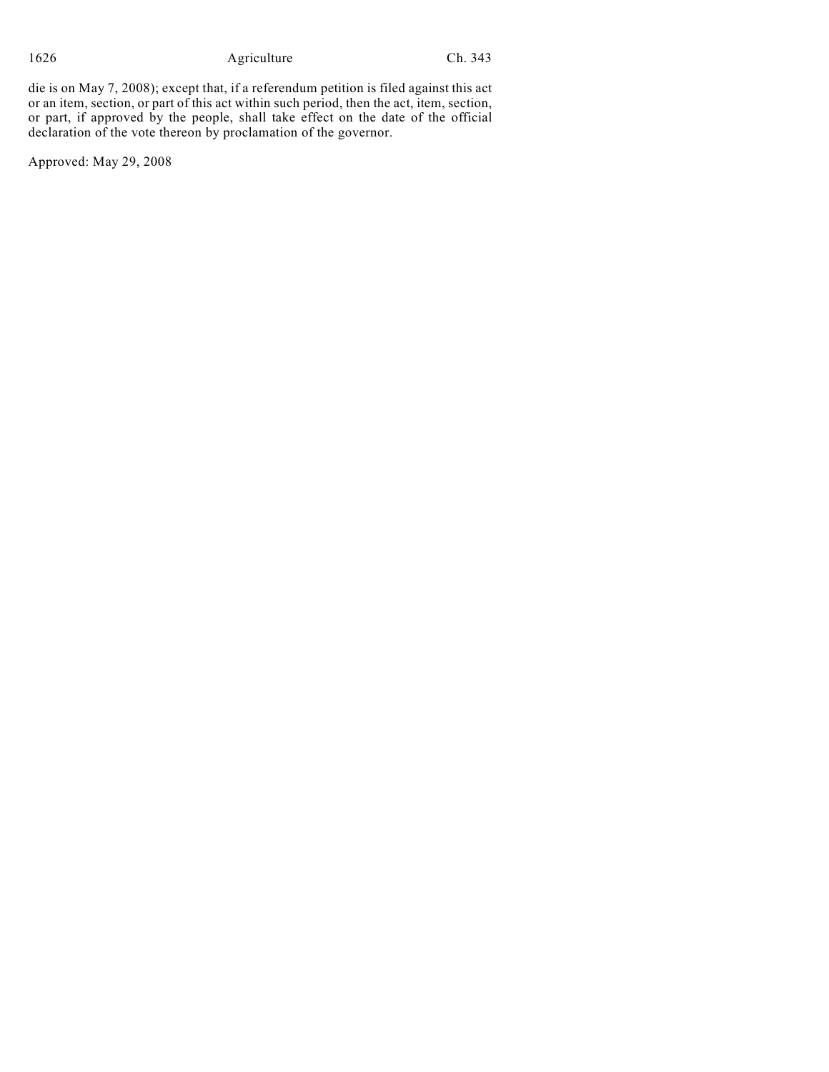die is on May 7, 2008); except that, if a referendum petition is filed against this act or an item, section, or part of this act within such period, then the act, item, section, or part, if approved by the people, shall take effect on the date of the official declaration of the vote thereon by proclamation of the governor.

Approved: May 29, 2008